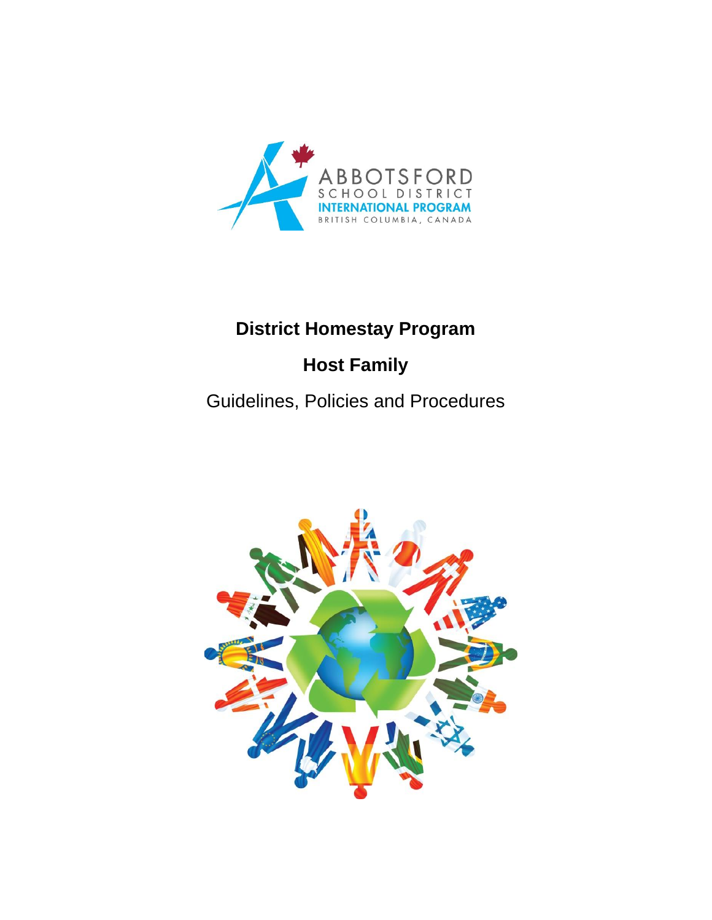ABBOTSFORD
SCHOOL DISTRICT
INTERNATIONAL PROGRAM
BRITISH COLUMBIA, CANADA

# District Homestay Program

# Host Family

## Guidelines, Policies and Procedures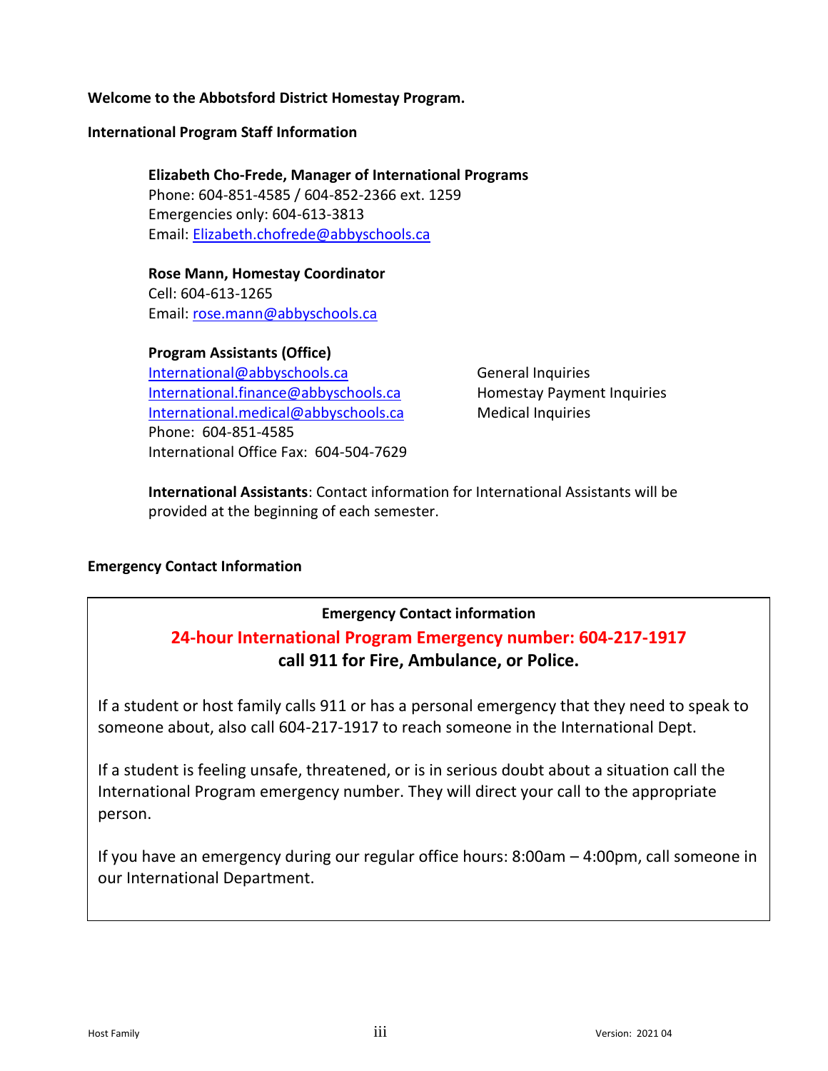**Welcome to the Abbotsford District Homestay Program.**

**International Program Staff Information**

**Elizabeth Cho-Frede, Manager of International Programs**
Phone: 604-851-4585 / 604-852-2366 ext. 1259
Emergencies only: 604-613-3813
Email: Elizabeth.chofrede@abbyschools.ca

**Rose Mann, Homestay Coordinator**
Cell: 604-613-1265
Email: rose.mann@abbyschools.ca

**Program Assistants (Office)**

| | |
|---|---|
| International@abbyschools.ca | General Inquiries |
| International.finance@abbyschools.ca | Homestay Payment Inquiries |
| International.medical@abbyschools.ca | Medical Inquiries |

Phone: 604-851-4585
International Office Fax: 604-504-7629

**International Assistants**: Contact information for International Assistants will be provided at the beginning of each semester.

**Emergency Contact Information**

**Emergency Contact information**

**24-hour International Program Emergency number: 604-217-1917**
**call 911 for Fire, Ambulance, or Police.**

If a student or host family calls 911 or has a personal emergency that they need to speak to someone about, also call 604-217-1917 to reach someone in the International Dept.

If a student is feeling unsafe, threatened, or is in serious doubt about a situation call the International Program emergency number. They will direct your call to the appropriate person.

If you have an emergency during our regular office hours: 8:00am – 4:00pm, call someone in our International Department.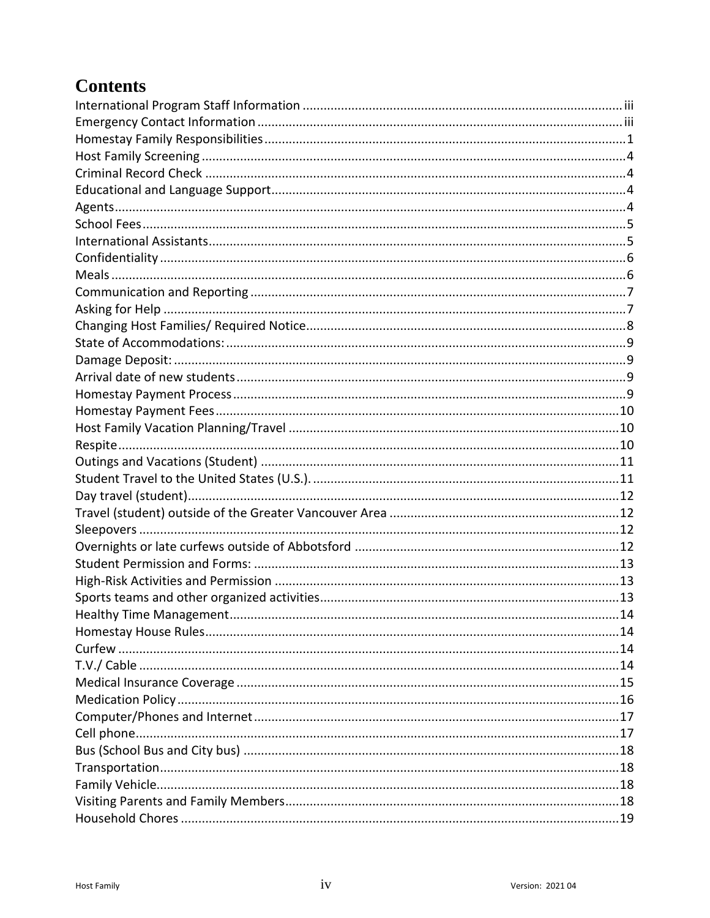# Contents

International Program Staff Information ........................................ iii
Emergency Contact Information ........................................ iii
Homestay Family Responsibilities ........................................ 1
Host Family Screening ........................................ 4
Criminal Record Check ........................................ 4
Educational and Language Support ........................................ 4
Agents ........................................ 4
School Fees ........................................ 5
International Assistants ........................................ 5
Confidentiality ........................................ 6
Meals ........................................ 6
Communication and Reporting ........................................ 7
Asking for Help ........................................ 7
Changing Host Families/ Required Notice ........................................ 8
State of Accommodations: ........................................ 9
Damage Deposit: ........................................ 9
Arrival date of new students ........................................ 9
Homestay Payment Process ........................................ 9
Homestay Payment Fees ........................................ 10
Host Family Vacation Planning/Travel ........................................ 10
Respite ........................................ 10
Outings and Vacations (Student) ........................................ 11
Student Travel to the United States (U.S.). ........................................ 11
Day travel (student) ........................................ 12
Travel (student) outside of the Greater Vancouver Area ........................................ 12
Sleepovers ........................................ 12
Overnights or late curfews outside of Abbotsford ........................................ 12
Student Permission and Forms: ........................................ 13
High-Risk Activities and Permission ........................................ 13
Sports teams and other organized activities ........................................ 13
Healthy Time Management ........................................ 14
Homestay House Rules ........................................ 14
Curfew ........................................ 14
T.V./ Cable ........................................ 14
Medical Insurance Coverage ........................................ 15
Medication Policy ........................................ 16
Computer/Phones and Internet ........................................ 17
Cell phone ........................................ 17
Bus (School Bus and City bus) ........................................ 18
Transportation ........................................ 18
Family Vehicle ........................................ 18
Visiting Parents and Family Members ........................................ 18
Household Chores ........................................ 19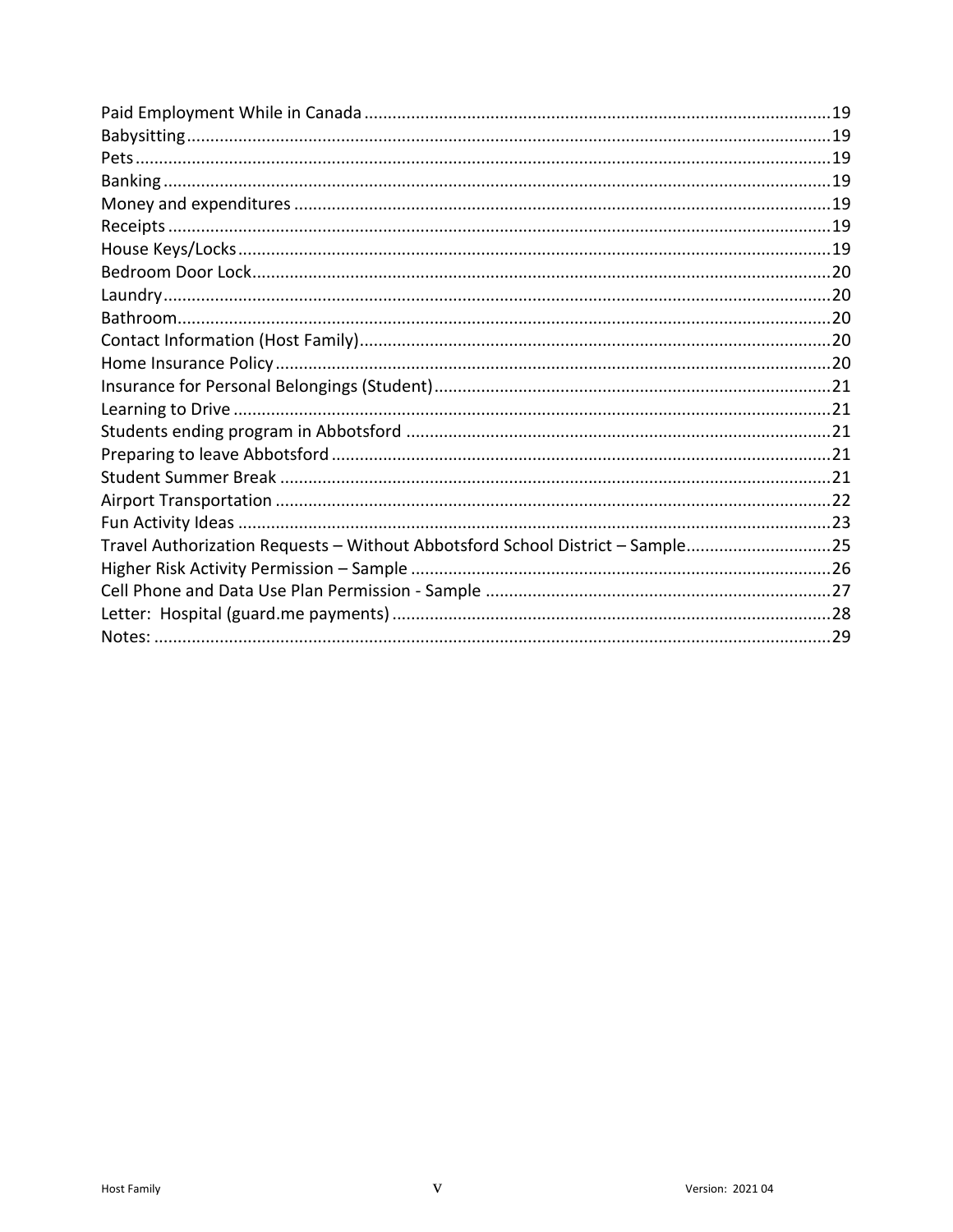Paid Employment While in Canada .................................................................................................19
Babysitting.......................................................................................................................................19
Pets..................................................................................................................................................19
Banking............................................................................................................................................19
Money and expenditures ................................................................................................................19
Receipts ...........................................................................................................................................19
House Keys/Locks............................................................................................................................19
Bedroom Door Lock..........................................................................................................................20
Laundry............................................................................................................................................20
Bathroom.........................................................................................................................................20
Contact Information (Host Family)...................................................................................................20
Home Insurance Policy.....................................................................................................................20
Insurance for Personal Belongings (Student)...................................................................................21
Learning to Drive .............................................................................................................................21
Students ending program in Abbotsford .........................................................................................21
Preparing to leave Abbotsford .........................................................................................................21
Student Summer Break ....................................................................................................................21
Airport Transportation .....................................................................................................................22
Fun Activity Ideas ............................................................................................................................23
Travel Authorization Requests – Without Abbotsford School District – Sample..............................25
Higher Risk Activity Permission – Sample ........................................................................................26
Cell Phone and Data Use Plan Permission - Sample ........................................................................27
Letter: Hospital (guard.me payments) ............................................................................................28
Notes: ..............................................................................................................................................29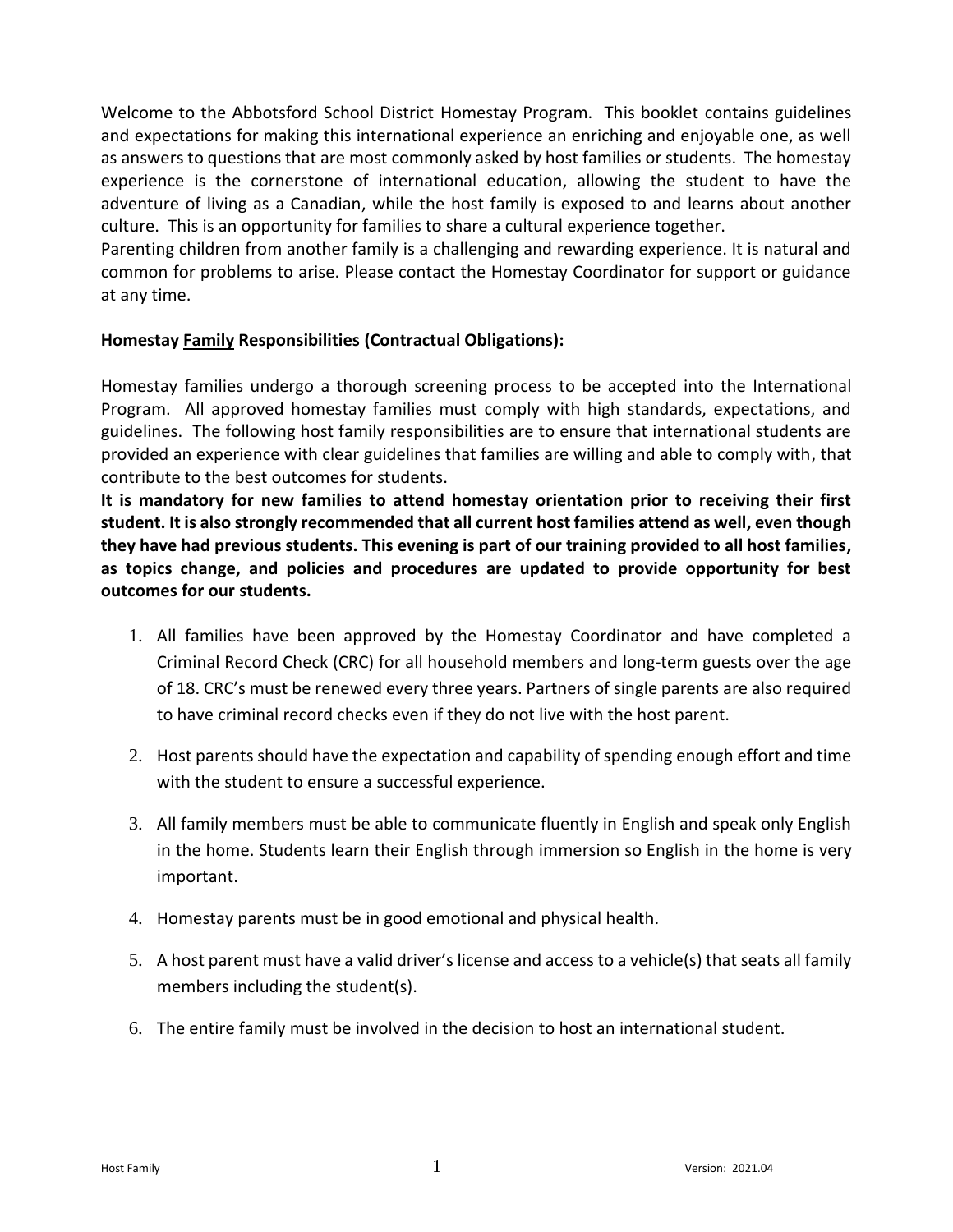Welcome to the Abbotsford School District Homestay Program. This booklet contains guidelines and expectations for making this international experience an enriching and enjoyable one, as well as answers to questions that are most commonly asked by host families or students. The homestay experience is the cornerstone of international education, allowing the student to have the adventure of living as a Canadian, while the host family is exposed to and learns about another culture. This is an opportunity for families to share a cultural experience together.

Parenting children from another family is a challenging and rewarding experience. It is natural and common for problems to arise. Please contact the Homestay Coordinator for support or guidance at any time.

**Homestay <u>Family</u> Responsibilities (Contractual Obligations):**

Homestay families undergo a thorough screening process to be accepted into the International Program. All approved homestay families must comply with high standards, expectations, and guidelines. The following host family responsibilities are to ensure that international students are provided an experience with clear guidelines that families are willing and able to comply with, that contribute to the best outcomes for students.

**It is mandatory for new families to attend homestay orientation prior to receiving their first student. It is also strongly recommended that all current host families attend as well, even though they have had previous students. This evening is part of our training provided to all host families, as topics change, and policies and procedures are updated to provide opportunity for best outcomes for our students.**

1. All families have been approved by the Homestay Coordinator and have completed a Criminal Record Check (CRC) for all household members and long-term guests over the age of 18. CRC's must be renewed every three years. Partners of single parents are also required to have criminal record checks even if they do not live with the host parent.

2. Host parents should have the expectation and capability of spending enough effort and time with the student to ensure a successful experience.

3. All family members must be able to communicate fluently in English and speak only English in the home. Students learn their English through immersion so English in the home is very important.

4. Homestay parents must be in good emotional and physical health.

5. A host parent must have a valid driver's license and access to a vehicle(s) that seats all family members including the student(s).

6. The entire family must be involved in the decision to host an international student.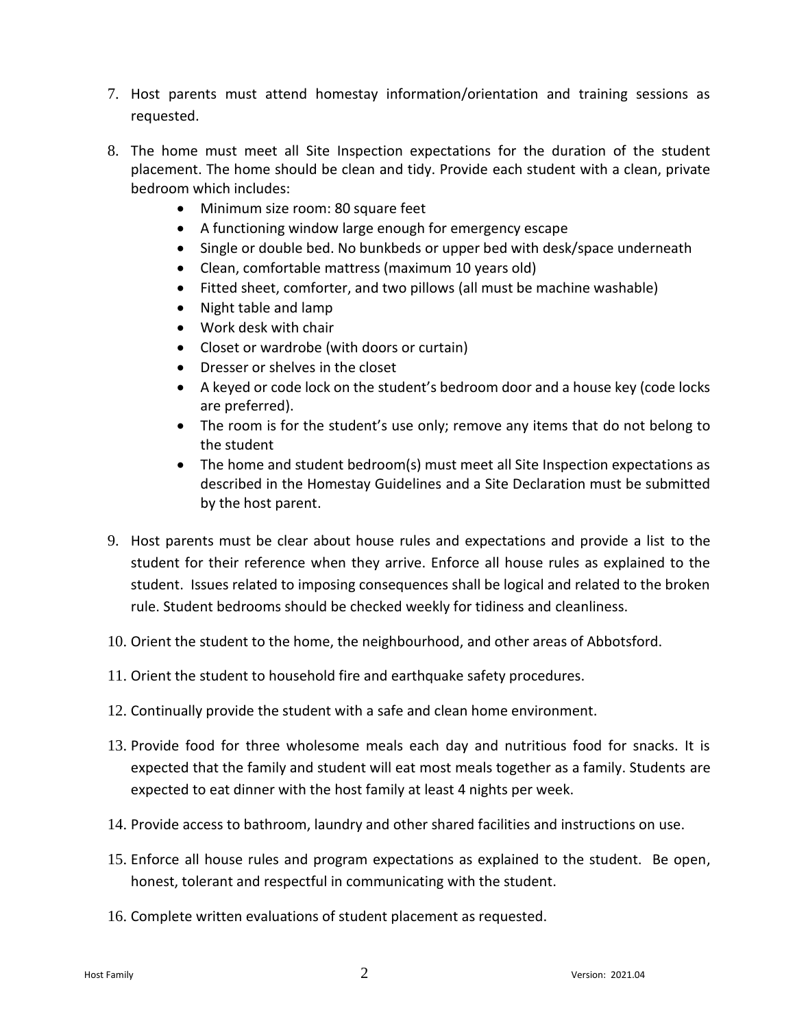7. Host parents must attend homestay information/orientation and training sessions as requested.

8. The home must meet all Site Inspection expectations for the duration of the student placement. The home should be clean and tidy. Provide each student with a clean, private bedroom which includes:
    - Minimum size room: 80 square feet
    - A functioning window large enough for emergency escape
    - Single or double bed. No bunkbeds or upper bed with desk/space underneath
    - Clean, comfortable mattress (maximum 10 years old)
    - Fitted sheet, comforter, and two pillows (all must be machine washable)
    - Night table and lamp
    - Work desk with chair
    - Closet or wardrobe (with doors or curtain)
    - Dresser or shelves in the closet
    - A keyed or code lock on the student's bedroom door and a house key (code locks are preferred).
    - The room is for the student's use only; remove any items that do not belong to the student
    - The home and student bedroom(s) must meet all Site Inspection expectations as described in the Homestay Guidelines and a Site Declaration must be submitted by the host parent.

9. Host parents must be clear about house rules and expectations and provide a list to the student for their reference when they arrive. Enforce all house rules as explained to the student. Issues related to imposing consequences shall be logical and related to the broken rule. Student bedrooms should be checked weekly for tidiness and cleanliness.

10. Orient the student to the home, the neighbourhood, and other areas of Abbotsford.

11. Orient the student to household fire and earthquake safety procedures.

12. Continually provide the student with a safe and clean home environment.

13. Provide food for three wholesome meals each day and nutritious food for snacks. It is expected that the family and student will eat most meals together as a family. Students are expected to eat dinner with the host family at least 4 nights per week.

14. Provide access to bathroom, laundry and other shared facilities and instructions on use.

15. Enforce all house rules and program expectations as explained to the student. Be open, honest, tolerant and respectful in communicating with the student.

16. Complete written evaluations of student placement as requested.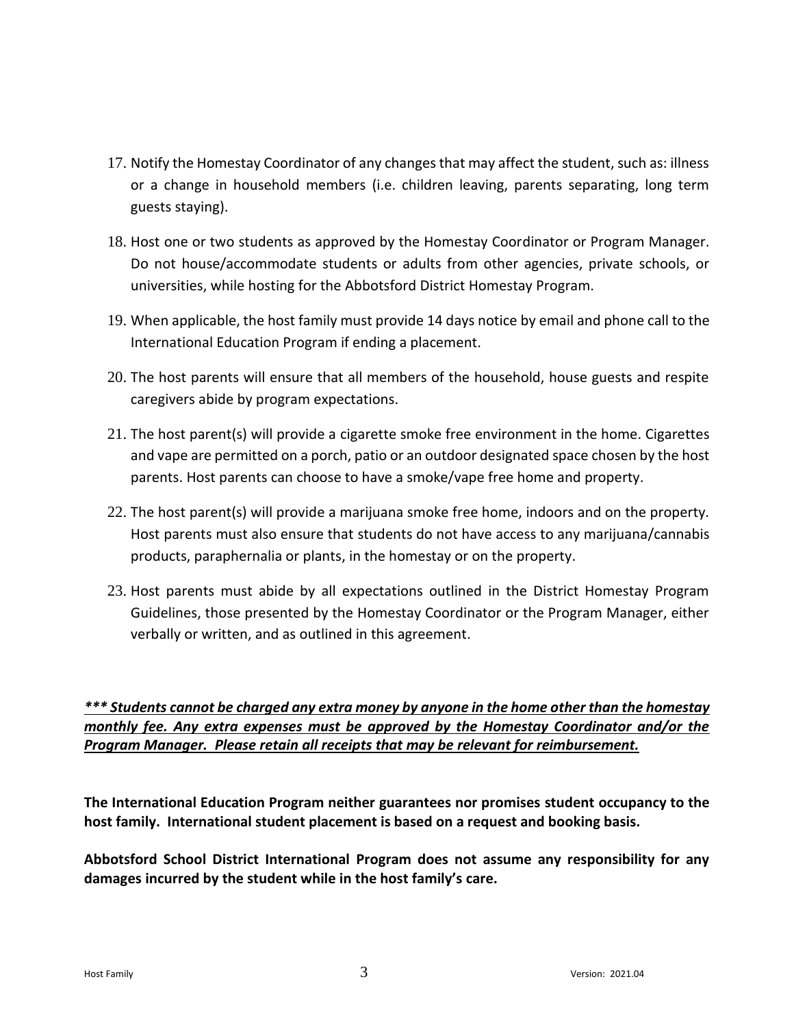17. Notify the Homestay Coordinator of any changes that may affect the student, such as: illness or a change in household members (i.e. children leaving, parents separating, long term guests staying).
18. Host one or two students as approved by the Homestay Coordinator or Program Manager. Do not house/accommodate students or adults from other agencies, private schools, or universities, while hosting for the Abbotsford District Homestay Program.
19. When applicable, the host family must provide 14 days notice by email and phone call to the International Education Program if ending a placement.
20. The host parents will ensure that all members of the household, house guests and respite caregivers abide by program expectations.
21. The host parent(s) will provide a cigarette smoke free environment in the home. Cigarettes and vape are permitted on a porch, patio or an outdoor designated space chosen by the host parents. Host parents can choose to have a smoke/vape free home and property.
22. The host parent(s) will provide a marijuana smoke free home, indoors and on the property. Host parents must also ensure that students do not have access to any marijuana/cannabis products, paraphernalia or plants, in the homestay or on the property.
23. Host parents must abide by all expectations outlined in the District Homestay Program Guidelines, those presented by the Homestay Coordinator or the Program Manager, either verbally or written, and as outlined in this agreement.

***<u>*** Students cannot be charged any extra money by anyone in the home other than the homestay monthly fee. Any extra expenses must be approved by the Homestay Coordinator and/or the Program Manager. Please retain all receipts that may be relevant for reimbursement.</u>***

**The International Education Program neither guarantees nor promises student occupancy to the host family. International student placement is based on a request and booking basis.**

**Abbotsford School District International Program does not assume any responsibility for any damages incurred by the student while in the host family's care.**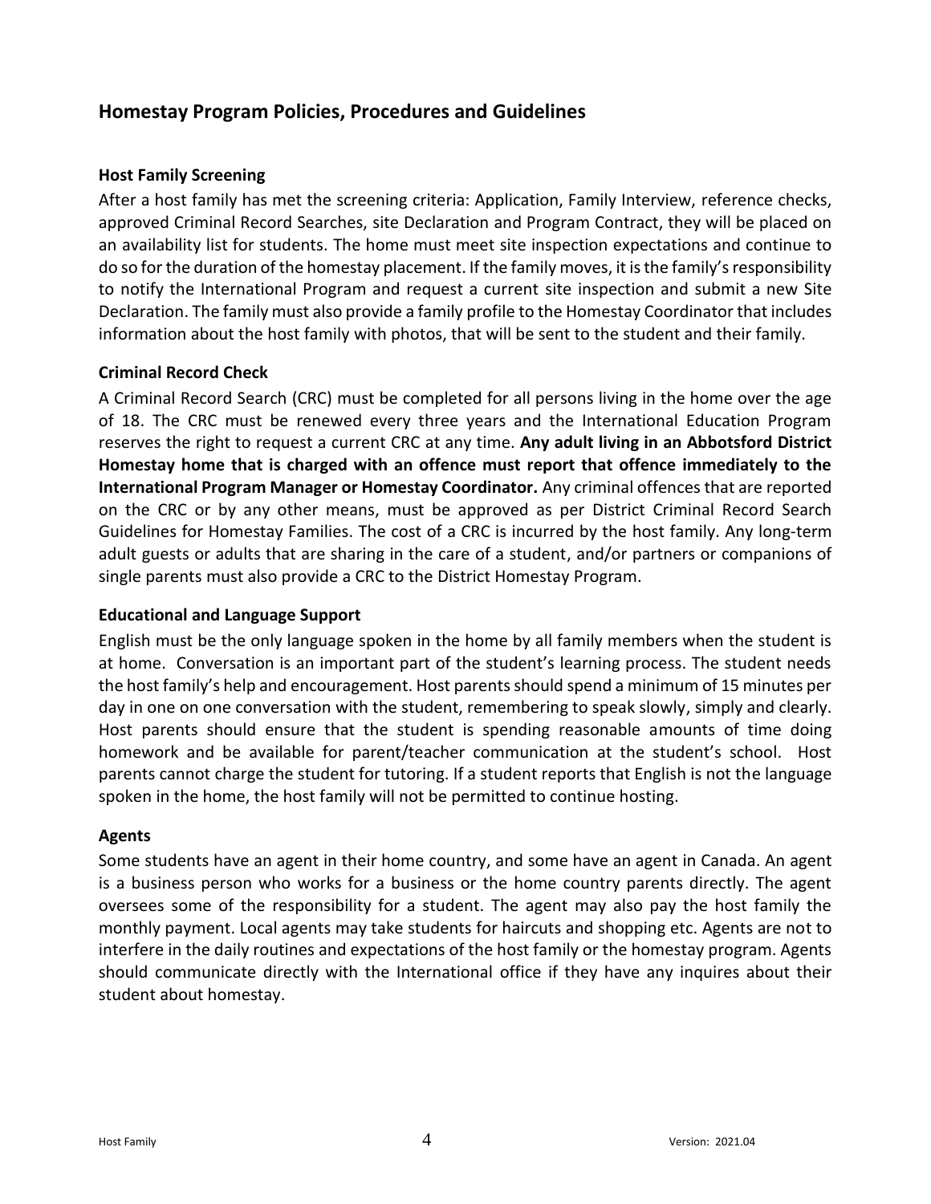## Homestay Program Policies, Procedures and Guidelines

### Host Family Screening

After a host family has met the screening criteria: Application, Family Interview, reference checks, approved Criminal Record Searches, site Declaration and Program Contract, they will be placed on an availability list for students. The home must meet site inspection expectations and continue to do so for the duration of the homestay placement. If the family moves, it is the family's responsibility to notify the International Program and request a current site inspection and submit a new Site Declaration. The family must also provide a family profile to the Homestay Coordinator that includes information about the host family with photos, that will be sent to the student and their family.

### Criminal Record Check

A Criminal Record Search (CRC) must be completed for all persons living in the home over the age of 18. The CRC must be renewed every three years and the International Education Program reserves the right to request a current CRC at any time. **Any adult living in an Abbotsford District Homestay home that is charged with an offence must report that offence immediately to the International Program Manager or Homestay Coordinator.** Any criminal offences that are reported on the CRC or by any other means, must be approved as per District Criminal Record Search Guidelines for Homestay Families. The cost of a CRC is incurred by the host family. Any long-term adult guests or adults that are sharing in the care of a student, and/or partners or companions of single parents must also provide a CRC to the District Homestay Program.

### Educational and Language Support

English must be the only language spoken in the home by all family members when the student is at home. Conversation is an important part of the student's learning process. The student needs the host family's help and encouragement. Host parents should spend a minimum of 15 minutes per day in one on one conversation with the student, remembering to speak slowly, simply and clearly. Host parents should ensure that the student is spending reasonable amounts of time doing homework and be available for parent/teacher communication at the student's school. Host parents cannot charge the student for tutoring. If a student reports that English is not the language spoken in the home, the host family will not be permitted to continue hosting.

### Agents

Some students have an agent in their home country, and some have an agent in Canada. An agent is a business person who works for a business or the home country parents directly. The agent oversees some of the responsibility for a student. The agent may also pay the host family the monthly payment. Local agents may take students for haircuts and shopping etc. Agents are not to interfere in the daily routines and expectations of the host family or the homestay program. Agents should communicate directly with the International office if they have any inquires about their student about homestay.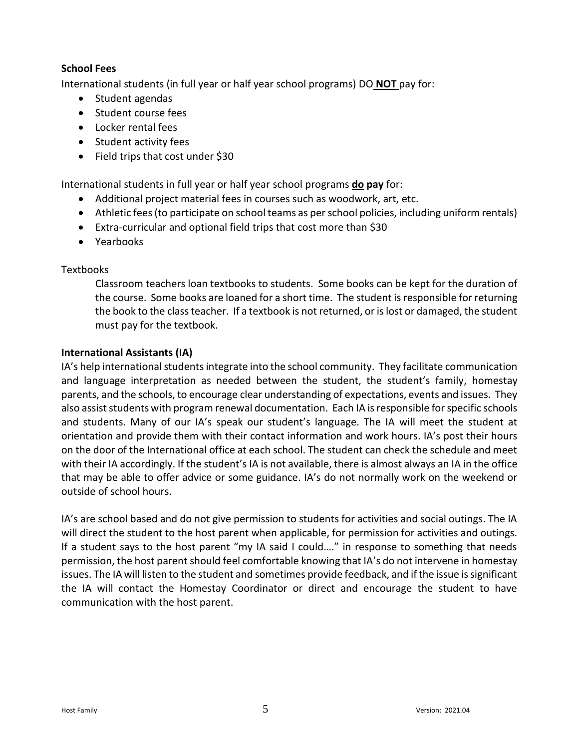**School Fees**

International students (in full year or half year school programs) DO **NOT** pay for:

- Student agendas
- Student course fees
- Locker rental fees
- Student activity fees
- Field trips that cost under $30

International students in full year or half year school programs **do pay** for:

- Additional project material fees in courses such as woodwork, art, etc.
- Athletic fees (to participate on school teams as per school policies, including uniform rentals)
- Extra-curricular and optional field trips that cost more than $30
- Yearbooks

Textbooks

> Classroom teachers loan textbooks to students. Some books can be kept for the duration of the course. Some books are loaned for a short time. The student is responsible for returning the book to the class teacher. If a textbook is not returned, or is lost or damaged, the student must pay for the textbook.

**International Assistants (IA)**

IA's help international students integrate into the school community. They facilitate communication and language interpretation as needed between the student, the student's family, homestay parents, and the schools, to encourage clear understanding of expectations, events and issues. They also assist students with program renewal documentation. Each IA is responsible for specific schools and students. Many of our IA's speak our student's language. The IA will meet the student at orientation and provide them with their contact information and work hours. IA's post their hours on the door of the International office at each school. The student can check the schedule and meet with their IA accordingly. If the student's IA is not available, there is almost always an IA in the office that may be able to offer advice or some guidance. IA's do not normally work on the weekend or outside of school hours.

IA's are school based and do not give permission to students for activities and social outings. The IA will direct the student to the host parent when applicable, for permission for activities and outings. If a student says to the host parent "my IA said I could…." in response to something that needs permission, the host parent should feel comfortable knowing that IA's do not intervene in homestay issues. The IA will listen to the student and sometimes provide feedback, and if the issue is significant the IA will contact the Homestay Coordinator or direct and encourage the student to have communication with the host parent.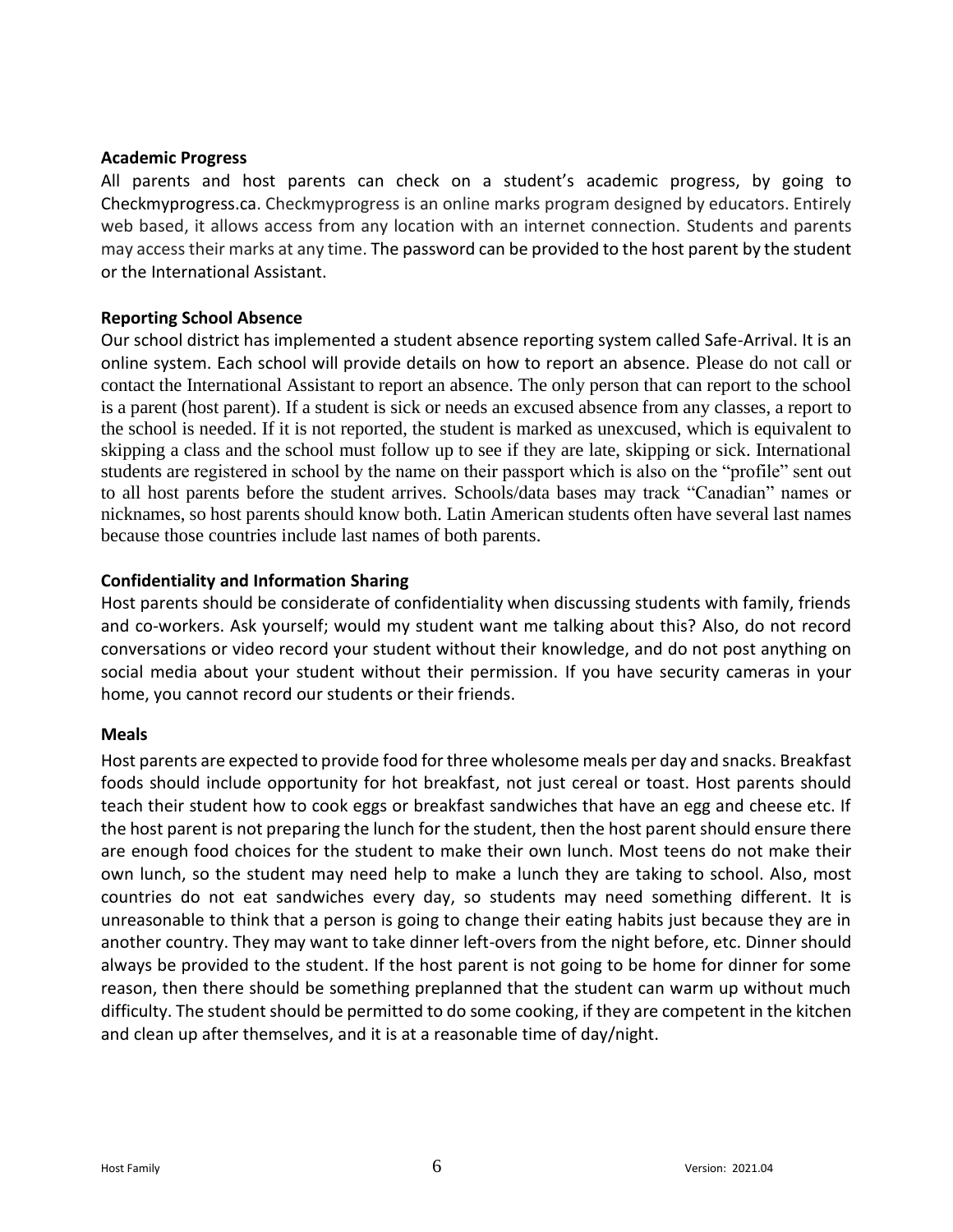**Academic Progress**

All parents and host parents can check on a student's academic progress, by going to Checkmyprogress.ca. Checkmyprogress is an online marks program designed by educators. Entirely web based, it allows access from any location with an internet connection. Students and parents may access their marks at any time. The password can be provided to the host parent by the student or the International Assistant.

**Reporting School Absence**

Our school district has implemented a student absence reporting system called Safe-Arrival. It is an online system. Each school will provide details on how to report an absence. Please do not call or contact the International Assistant to report an absence. The only person that can report to the school is a parent (host parent). If a student is sick or needs an excused absence from any classes, a report to the school is needed. If it is not reported, the student is marked as unexcused, which is equivalent to skipping a class and the school must follow up to see if they are late, skipping or sick. International students are registered in school by the name on their passport which is also on the "profile" sent out to all host parents before the student arrives. Schools/data bases may track "Canadian" names or nicknames, so host parents should know both. Latin American students often have several last names because those countries include last names of both parents.

**Confidentiality and Information Sharing**

Host parents should be considerate of confidentiality when discussing students with family, friends and co-workers. Ask yourself; would my student want me talking about this? Also, do not record conversations or video record your student without their knowledge, and do not post anything on social media about your student without their permission. If you have security cameras in your home, you cannot record our students or their friends.

**Meals**

Host parents are expected to provide food for three wholesome meals per day and snacks. Breakfast foods should include opportunity for hot breakfast, not just cereal or toast. Host parents should teach their student how to cook eggs or breakfast sandwiches that have an egg and cheese etc. If the host parent is not preparing the lunch for the student, then the host parent should ensure there are enough food choices for the student to make their own lunch. Most teens do not make their own lunch, so the student may need help to make a lunch they are taking to school. Also, most countries do not eat sandwiches every day, so students may need something different. It is unreasonable to think that a person is going to change their eating habits just because they are in another country. They may want to take dinner left-overs from the night before, etc. Dinner should always be provided to the student. If the host parent is not going to be home for dinner for some reason, then there should be something preplanned that the student can warm up without much difficulty. The student should be permitted to do some cooking, if they are competent in the kitchen and clean up after themselves, and it is at a reasonable time of day/night.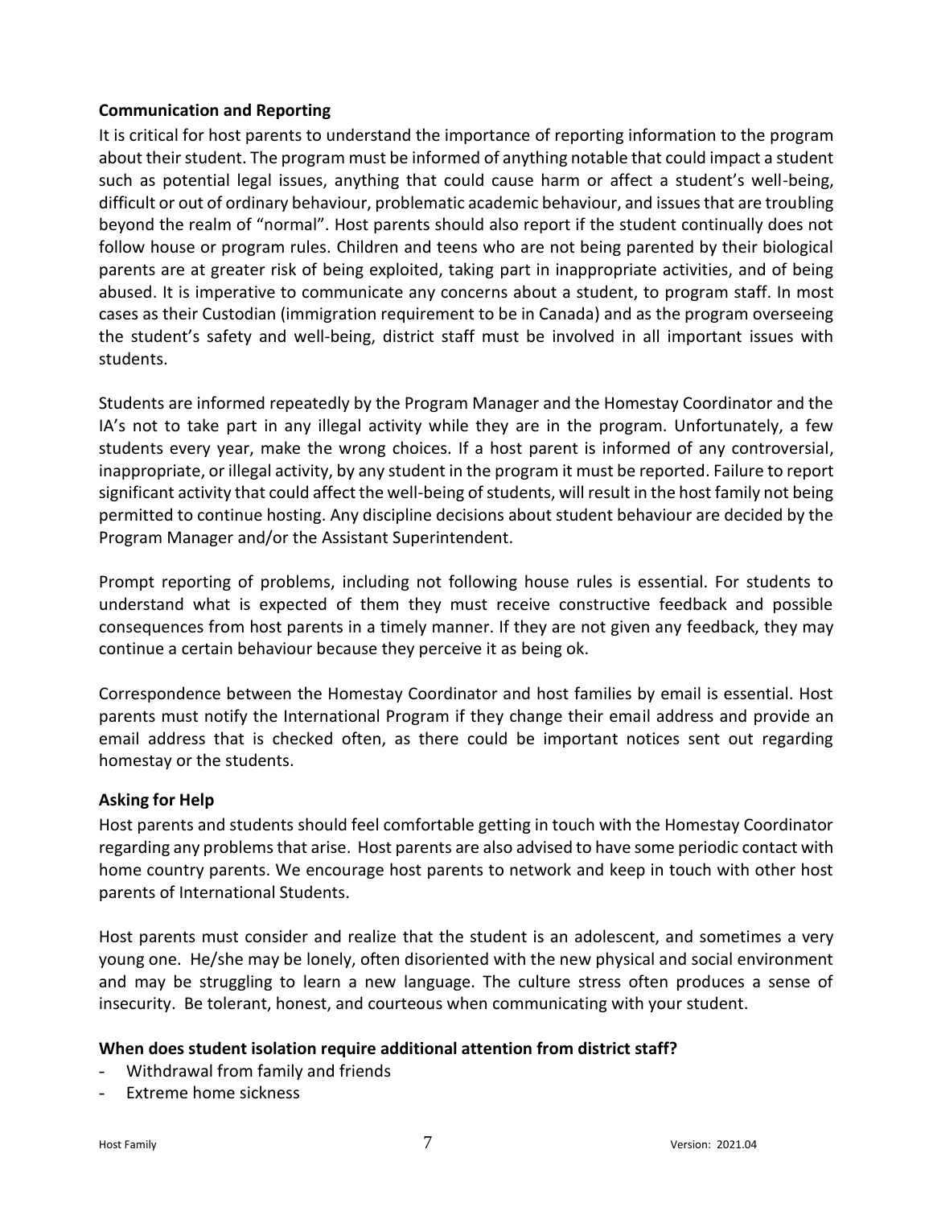**Communication and Reporting**

It is critical for host parents to understand the importance of reporting information to the program about their student. The program must be informed of anything notable that could impact a student such as potential legal issues, anything that could cause harm or affect a student's well-being, difficult or out of ordinary behaviour, problematic academic behaviour, and issues that are troubling beyond the realm of "normal". Host parents should also report if the student continually does not follow house or program rules. Children and teens who are not being parented by their biological parents are at greater risk of being exploited, taking part in inappropriate activities, and of being abused. It is imperative to communicate any concerns about a student, to program staff. In most cases as their Custodian (immigration requirement to be in Canada) and as the program overseeing the student's safety and well-being, district staff must be involved in all important issues with students.

Students are informed repeatedly by the Program Manager and the Homestay Coordinator and the IA's not to take part in any illegal activity while they are in the program. Unfortunately, a few students every year, make the wrong choices. If a host parent is informed of any controversial, inappropriate, or illegal activity, by any student in the program it must be reported. Failure to report significant activity that could affect the well-being of students, will result in the host family not being permitted to continue hosting. Any discipline decisions about student behaviour are decided by the Program Manager and/or the Assistant Superintendent.

Prompt reporting of problems, including not following house rules is essential. For students to understand what is expected of them they must receive constructive feedback and possible consequences from host parents in a timely manner. If they are not given any feedback, they may continue a certain behaviour because they perceive it as being ok.

Correspondence between the Homestay Coordinator and host families by email is essential. Host parents must notify the International Program if they change their email address and provide an email address that is checked often, as there could be important notices sent out regarding homestay or the students.

**Asking for Help**

Host parents and students should feel comfortable getting in touch with the Homestay Coordinator regarding any problems that arise. Host parents are also advised to have some periodic contact with home country parents. We encourage host parents to network and keep in touch with other host parents of International Students.

Host parents must consider and realize that the student is an adolescent, and sometimes a very young one. He/she may be lonely, often disoriented with the new physical and social environment and may be struggling to learn a new language. The culture stress often produces a sense of insecurity. Be tolerant, honest, and courteous when communicating with your student.

**When does student isolation require additional attention from district staff?**

- Withdrawal from family and friends
- Extreme home sickness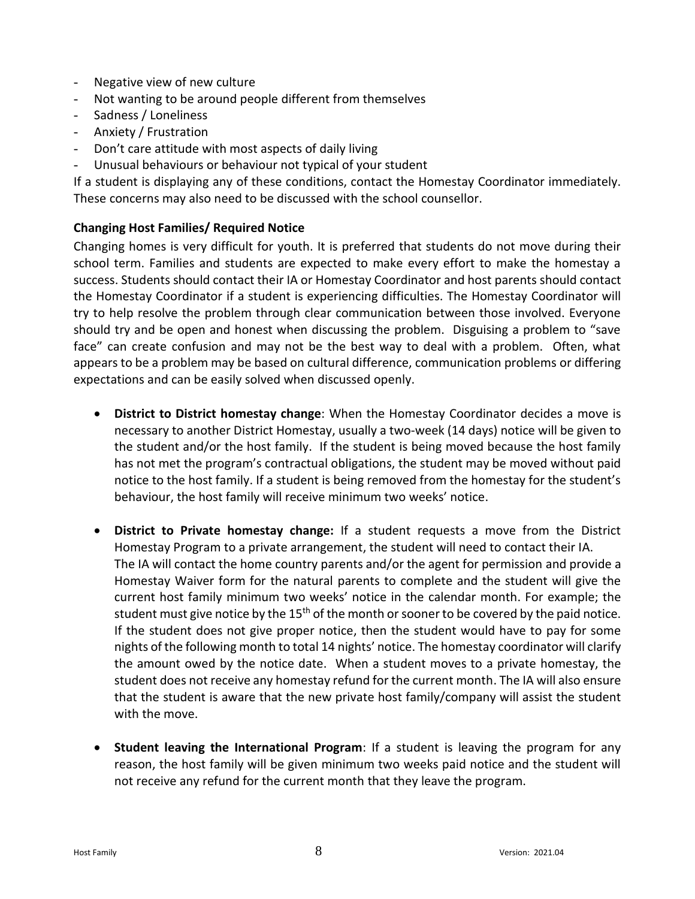- Negative view of new culture
- Not wanting to be around people different from themselves
- Sadness / Loneliness
- Anxiety / Frustration
- Don't care attitude with most aspects of daily living
- Unusual behaviours or behaviour not typical of your student

If a student is displaying any of these conditions, contact the Homestay Coordinator immediately. These concerns may also need to be discussed with the school counsellor.

**Changing Host Families/ Required Notice**

Changing homes is very difficult for youth. It is preferred that students do not move during their school term. Families and students are expected to make every effort to make the homestay a success. Students should contact their IA or Homestay Coordinator and host parents should contact the Homestay Coordinator if a student is experiencing difficulties. The Homestay Coordinator will try to help resolve the problem through clear communication between those involved. Everyone should try and be open and honest when discussing the problem. Disguising a problem to "save face" can create confusion and may not be the best way to deal with a problem. Often, what appears to be a problem may be based on cultural difference, communication problems or differing expectations and can be easily solved when discussed openly.

- **District to District homestay change**: When the Homestay Coordinator decides a move is necessary to another District Homestay, usually a two-week (14 days) notice will be given to the student and/or the host family. If the student is being moved because the host family has not met the program's contractual obligations, the student may be moved without paid notice to the host family. If a student is being removed from the homestay for the student's behaviour, the host family will receive minimum two weeks' notice.

- **District to Private homestay change:** If a student requests a move from the District Homestay Program to a private arrangement, the student will need to contact their IA. The IA will contact the home country parents and/or the agent for permission and provide a Homestay Waiver form for the natural parents to complete and the student will give the current host family minimum two weeks' notice in the calendar month. For example; the student must give notice by the 15th of the month or sooner to be covered by the paid notice. If the student does not give proper notice, then the student would have to pay for some nights of the following month to total 14 nights' notice. The homestay coordinator will clarify the amount owed by the notice date. When a student moves to a private homestay, the student does not receive any homestay refund for the current month. The IA will also ensure that the student is aware that the new private host family/company will assist the student with the move.

- **Student leaving the International Program**: If a student is leaving the program for any reason, the host family will be given minimum two weeks paid notice and the student will not receive any refund for the current month that they leave the program.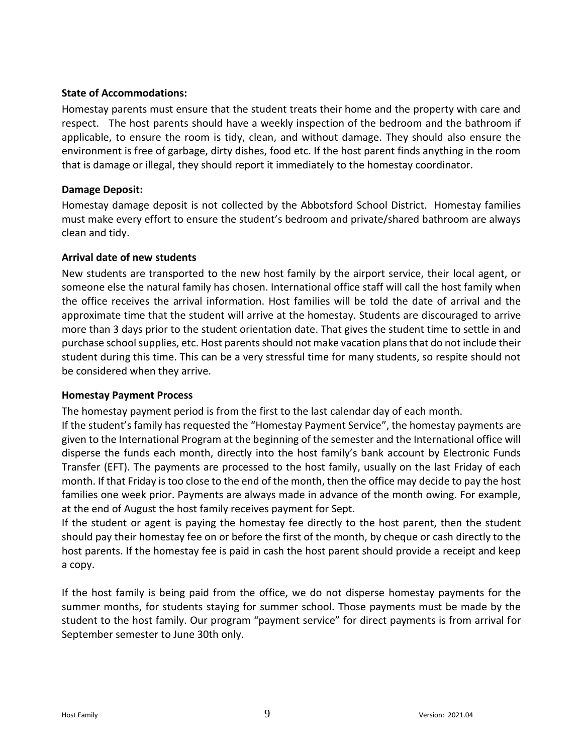**State of Accommodations:**

Homestay parents must ensure that the student treats their home and the property with care and respect. The host parents should have a weekly inspection of the bedroom and the bathroom if applicable, to ensure the room is tidy, clean, and without damage. They should also ensure the environment is free of garbage, dirty dishes, food etc. If the host parent finds anything in the room that is damage or illegal, they should report it immediately to the homestay coordinator.

**Damage Deposit:**

Homestay damage deposit is not collected by the Abbotsford School District. Homestay families must make every effort to ensure the student's bedroom and private/shared bathroom are always clean and tidy.

**Arrival date of new students**

New students are transported to the new host family by the airport service, their local agent, or someone else the natural family has chosen. International office staff will call the host family when the office receives the arrival information. Host families will be told the date of arrival and the approximate time that the student will arrive at the homestay. Students are discouraged to arrive more than 3 days prior to the student orientation date. That gives the student time to settle in and purchase school supplies, etc. Host parents should not make vacation plans that do not include their student during this time. This can be a very stressful time for many students, so respite should not be considered when they arrive.

**Homestay Payment Process**

The homestay payment period is from the first to the last calendar day of each month.

If the student's family has requested the "Homestay Payment Service", the homestay payments are given to the International Program at the beginning of the semester and the International office will disperse the funds each month, directly into the host family's bank account by Electronic Funds Transfer (EFT). The payments are processed to the host family, usually on the last Friday of each month. If that Friday is too close to the end of the month, then the office may decide to pay the host families one week prior. Payments are always made in advance of the month owing. For example, at the end of August the host family receives payment for Sept.

If the student or agent is paying the homestay fee directly to the host parent, then the student should pay their homestay fee on or before the first of the month, by cheque or cash directly to the host parents. If the homestay fee is paid in cash the host parent should provide a receipt and keep a copy.

If the host family is being paid from the office, we do not disperse homestay payments for the summer months, for students staying for summer school. Those payments must be made by the student to the host family. Our program "payment service" for direct payments is from arrival for September semester to June 30th only.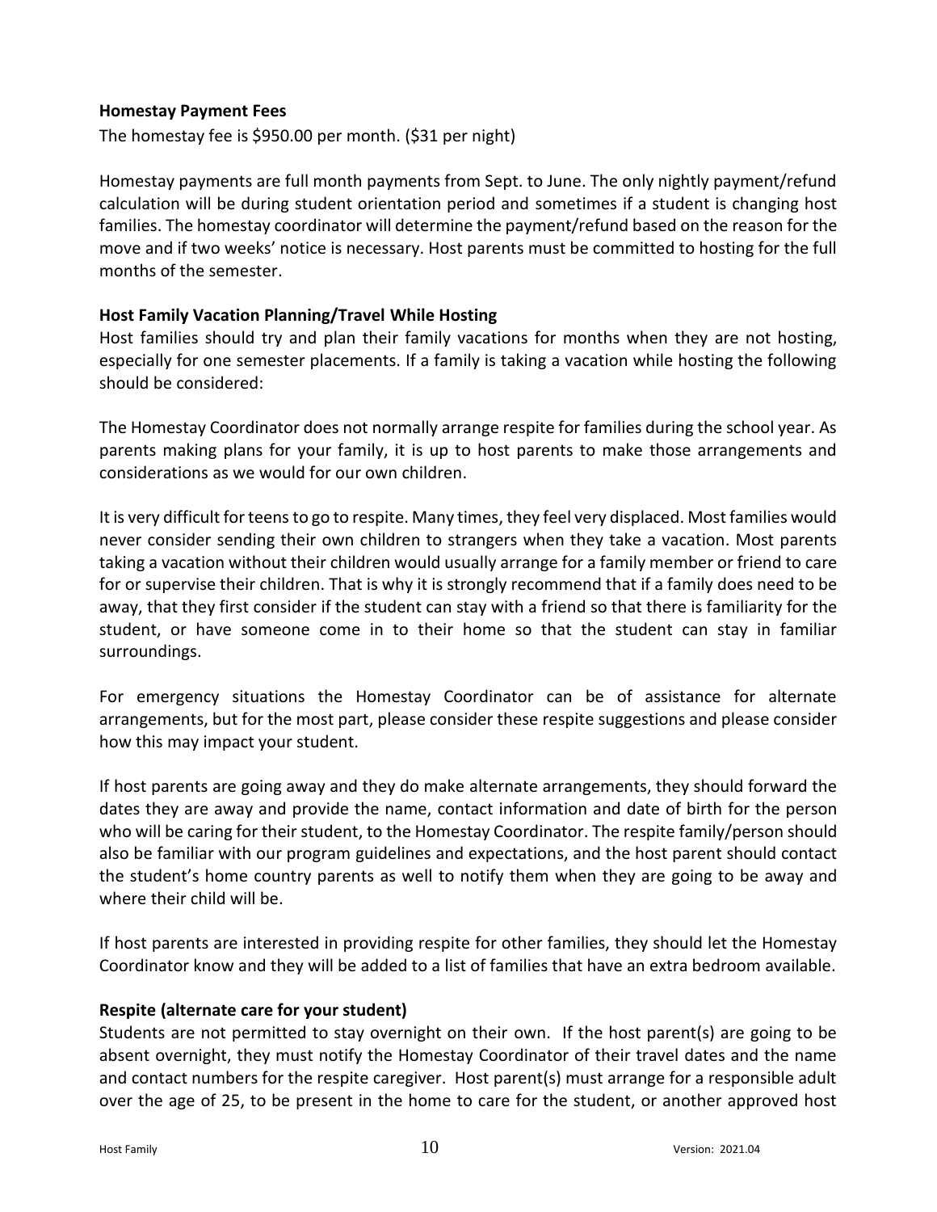**Homestay Payment Fees**

The homestay fee is $950.00 per month. ($31 per night)

Homestay payments are full month payments from Sept. to June. The only nightly payment/refund calculation will be during student orientation period and sometimes if a student is changing host families. The homestay coordinator will determine the payment/refund based on the reason for the move and if two weeks' notice is necessary. Host parents must be committed to hosting for the full months of the semester.

**Host Family Vacation Planning/Travel While Hosting**

Host families should try and plan their family vacations for months when they are not hosting, especially for one semester placements. If a family is taking a vacation while hosting the following should be considered:

The Homestay Coordinator does not normally arrange respite for families during the school year. As parents making plans for your family, it is up to host parents to make those arrangements and considerations as we would for our own children.

It is very difficult for teens to go to respite. Many times, they feel very displaced. Most families would never consider sending their own children to strangers when they take a vacation. Most parents taking a vacation without their children would usually arrange for a family member or friend to care for or supervise their children. That is why it is strongly recommend that if a family does need to be away, that they first consider if the student can stay with a friend so that there is familiarity for the student, or have someone come in to their home so that the student can stay in familiar surroundings.

For emergency situations the Homestay Coordinator can be of assistance for alternate arrangements, but for the most part, please consider these respite suggestions and please consider how this may impact your student.

If host parents are going away and they do make alternate arrangements, they should forward the dates they are away and provide the name, contact information and date of birth for the person who will be caring for their student, to the Homestay Coordinator. The respite family/person should also be familiar with our program guidelines and expectations, and the host parent should contact the student's home country parents as well to notify them when they are going to be away and where their child will be.

If host parents are interested in providing respite for other families, they should let the Homestay Coordinator know and they will be added to a list of families that have an extra bedroom available.

**Respite (alternate care for your student)**

Students are not permitted to stay overnight on their own. If the host parent(s) are going to be absent overnight, they must notify the Homestay Coordinator of their travel dates and the name and contact numbers for the respite caregiver. Host parent(s) must arrange for a responsible adult over the age of 25, to be present in the home to care for the student, or another approved host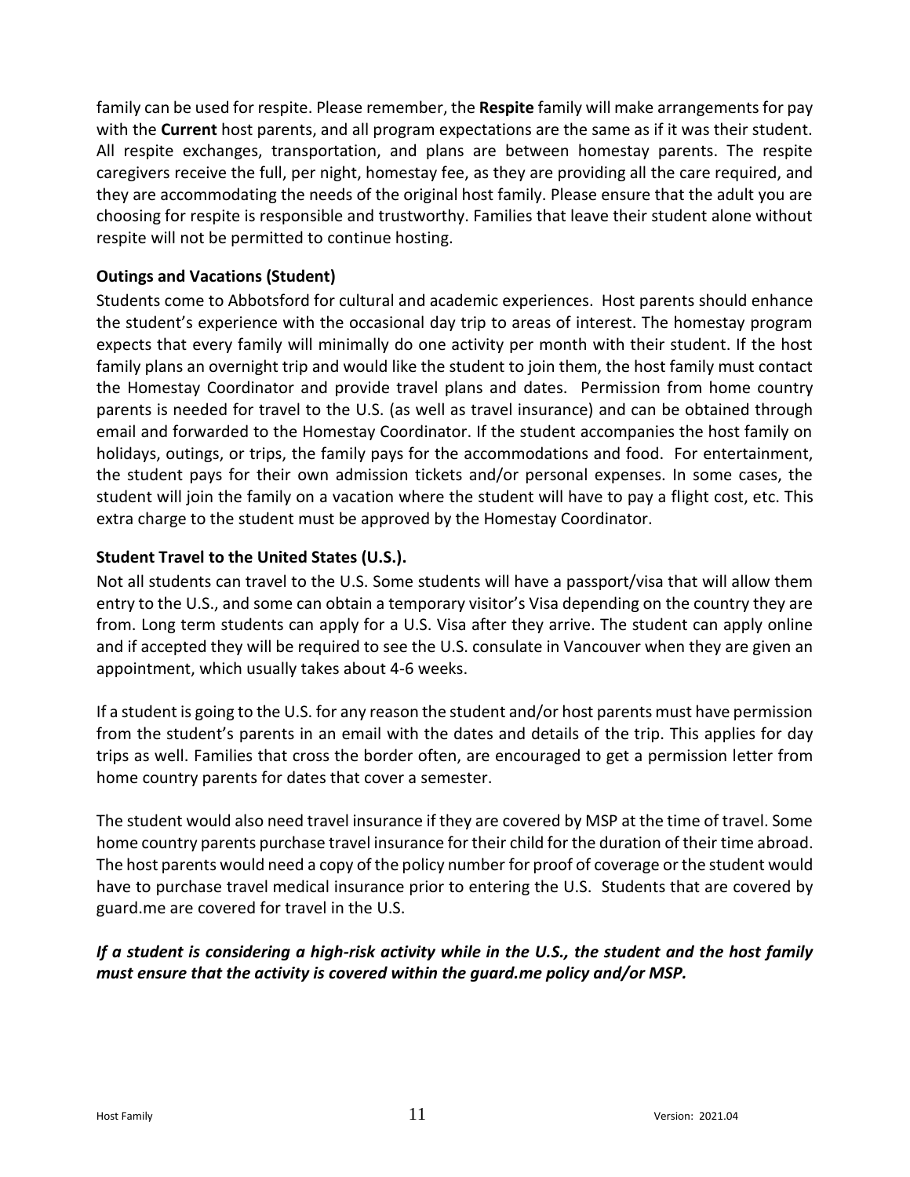family can be used for respite. Please remember, the **Respite** family will make arrangements for pay with the **Current** host parents, and all program expectations are the same as if it was their student. All respite exchanges, transportation, and plans are between homestay parents. The respite caregivers receive the full, per night, homestay fee, as they are providing all the care required, and they are accommodating the needs of the original host family. Please ensure that the adult you are choosing for respite is responsible and trustworthy. Families that leave their student alone without respite will not be permitted to continue hosting.

**Outings and Vacations (Student)**

Students come to Abbotsford for cultural and academic experiences. Host parents should enhance the student's experience with the occasional day trip to areas of interest. The homestay program expects that every family will minimally do one activity per month with their student. If the host family plans an overnight trip and would like the student to join them, the host family must contact the Homestay Coordinator and provide travel plans and dates. Permission from home country parents is needed for travel to the U.S. (as well as travel insurance) and can be obtained through email and forwarded to the Homestay Coordinator. If the student accompanies the host family on holidays, outings, or trips, the family pays for the accommodations and food. For entertainment, the student pays for their own admission tickets and/or personal expenses. In some cases, the student will join the family on a vacation where the student will have to pay a flight cost, etc. This extra charge to the student must be approved by the Homestay Coordinator.

**Student Travel to the United States (U.S.).**

Not all students can travel to the U.S. Some students will have a passport/visa that will allow them entry to the U.S., and some can obtain a temporary visitor's Visa depending on the country they are from. Long term students can apply for a U.S. Visa after they arrive. The student can apply online and if accepted they will be required to see the U.S. consulate in Vancouver when they are given an appointment, which usually takes about 4-6 weeks.

If a student is going to the U.S. for any reason the student and/or host parents must have permission from the student's parents in an email with the dates and details of the trip. This applies for day trips as well. Families that cross the border often, are encouraged to get a permission letter from home country parents for dates that cover a semester.

The student would also need travel insurance if they are covered by MSP at the time of travel. Some home country parents purchase travel insurance for their child for the duration of their time abroad. The host parents would need a copy of the policy number for proof of coverage or the student would have to purchase travel medical insurance prior to entering the U.S. Students that are covered by guard.me are covered for travel in the U.S.

***If a student is considering a high-risk activity while in the U.S., the student and the host family must ensure that the activity is covered within the guard.me policy and/or MSP.***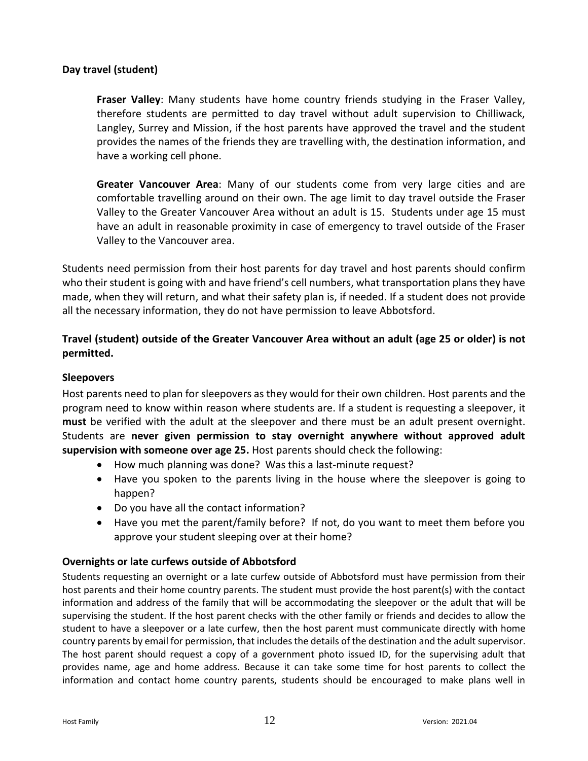**Day travel (student)**

**Fraser Valley**: Many students have home country friends studying in the Fraser Valley, therefore students are permitted to day travel without adult supervision to Chilliwack, Langley, Surrey and Mission, if the host parents have approved the travel and the student provides the names of the friends they are travelling with, the destination information, and have a working cell phone.

**Greater Vancouver Area**: Many of our students come from very large cities and are comfortable travelling around on their own. The age limit to day travel outside the Fraser Valley to the Greater Vancouver Area without an adult is 15. Students under age 15 must have an adult in reasonable proximity in case of emergency to travel outside of the Fraser Valley to the Vancouver area.

Students need permission from their host parents for day travel and host parents should confirm who their student is going with and have friend's cell numbers, what transportation plans they have made, when they will return, and what their safety plan is, if needed. If a student does not provide all the necessary information, they do not have permission to leave Abbotsford.

**Travel (student) outside of the Greater Vancouver Area without an adult (age 25 or older) is not permitted.**

**Sleepovers**

Host parents need to plan for sleepovers as they would for their own children. Host parents and the program need to know within reason where students are. If a student is requesting a sleepover, it **must** be verified with the adult at the sleepover and there must be an adult present overnight. Students are **never given permission to stay overnight anywhere without approved adult supervision with someone over age 25.** Host parents should check the following:

- How much planning was done? Was this a last-minute request?
- Have you spoken to the parents living in the house where the sleepover is going to happen?
- Do you have all the contact information?
- Have you met the parent/family before? If not, do you want to meet them before you approve your student sleeping over at their home?

**Overnights or late curfews outside of Abbotsford**

Students requesting an overnight or a late curfew outside of Abbotsford must have permission from their host parents and their home country parents. The student must provide the host parent(s) with the contact information and address of the family that will be accommodating the sleepover or the adult that will be supervising the student. If the host parent checks with the other family or friends and decides to allow the student to have a sleepover or a late curfew, then the host parent must communicate directly with home country parents by email for permission, that includes the details of the destination and the adult supervisor. The host parent should request a copy of a government photo issued ID, for the supervising adult that provides name, age and home address. Because it can take some time for host parents to collect the information and contact home country parents, students should be encouraged to make plans well in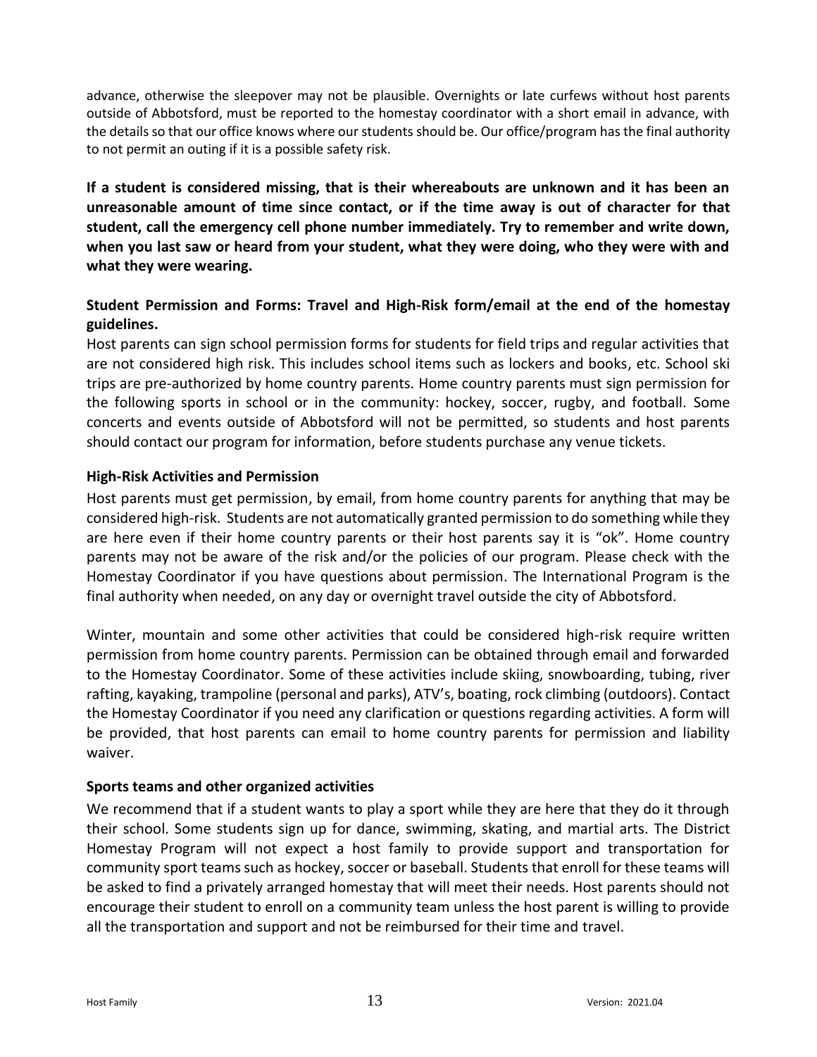advance, otherwise the sleepover may not be plausible. Overnights or late curfews without host parents outside of Abbotsford, must be reported to the homestay coordinator with a short email in advance, with the details so that our office knows where our students should be. Our office/program has the final authority to not permit an outing if it is a possible safety risk.

**If a student is considered missing, that is their whereabouts are unknown and it has been an unreasonable amount of time since contact, or if the time away is out of character for that student, call the emergency cell phone number immediately. Try to remember and write down, when you last saw or heard from your student, what they were doing, who they were with and what they were wearing.**

**Student Permission and Forms: Travel and High-Risk form/email at the end of the homestay guidelines.**

Host parents can sign school permission forms for students for field trips and regular activities that are not considered high risk. This includes school items such as lockers and books, etc. School ski trips are pre-authorized by home country parents. Home country parents must sign permission for the following sports in school or in the community: hockey, soccer, rugby, and football. Some concerts and events outside of Abbotsford will not be permitted, so students and host parents should contact our program for information, before students purchase any venue tickets.

**High-Risk Activities and Permission**

Host parents must get permission, by email, from home country parents for anything that may be considered high-risk. Students are not automatically granted permission to do something while they are here even if their home country parents or their host parents say it is "ok". Home country parents may not be aware of the risk and/or the policies of our program. Please check with the Homestay Coordinator if you have questions about permission. The International Program is the final authority when needed, on any day or overnight travel outside the city of Abbotsford.

Winter, mountain and some other activities that could be considered high-risk require written permission from home country parents. Permission can be obtained through email and forwarded to the Homestay Coordinator. Some of these activities include skiing, snowboarding, tubing, river rafting, kayaking, trampoline (personal and parks), ATV's, boating, rock climbing (outdoors). Contact the Homestay Coordinator if you need any clarification or questions regarding activities. A form will be provided, that host parents can email to home country parents for permission and liability waiver.

**Sports teams and other organized activities**

We recommend that if a student wants to play a sport while they are here that they do it through their school. Some students sign up for dance, swimming, skating, and martial arts. The District Homestay Program will not expect a host family to provide support and transportation for community sport teams such as hockey, soccer or baseball. Students that enroll for these teams will be asked to find a privately arranged homestay that will meet their needs. Host parents should not encourage their student to enroll on a community team unless the host parent is willing to provide all the transportation and support and not be reimbursed for their time and travel.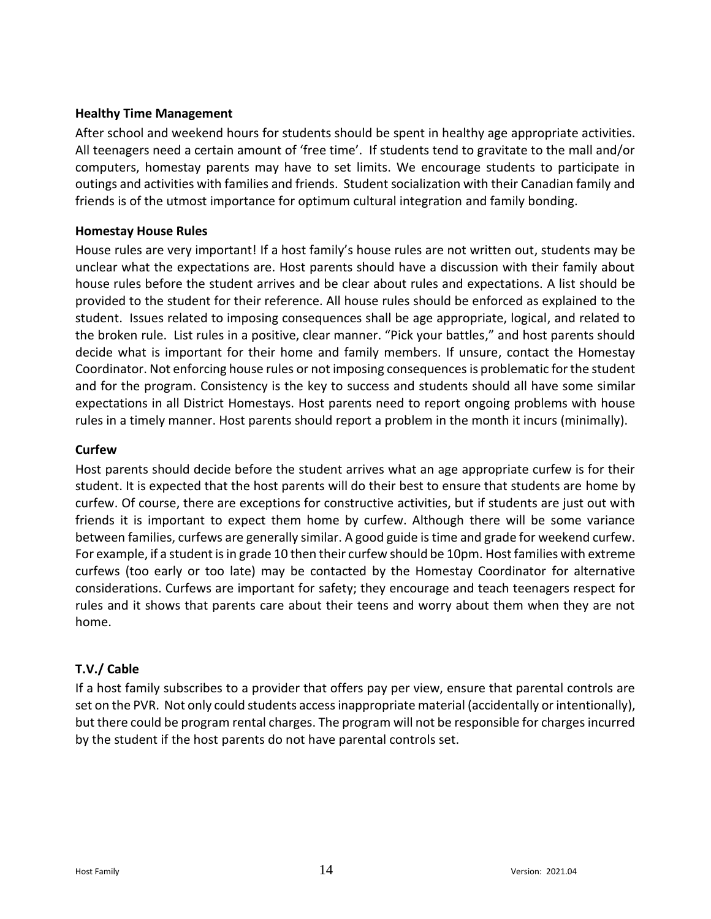### Healthy Time Management

After school and weekend hours for students should be spent in healthy age appropriate activities. All teenagers need a certain amount of 'free time'. If students tend to gravitate to the mall and/or computers, homestay parents may have to set limits. We encourage students to participate in outings and activities with families and friends. Student socialization with their Canadian family and friends is of the utmost importance for optimum cultural integration and family bonding.

### Homestay House Rules

House rules are very important! If a host family's house rules are not written out, students may be unclear what the expectations are. Host parents should have a discussion with their family about house rules before the student arrives and be clear about rules and expectations. A list should be provided to the student for their reference. All house rules should be enforced as explained to the student. Issues related to imposing consequences shall be age appropriate, logical, and related to the broken rule. List rules in a positive, clear manner. "Pick your battles," and host parents should decide what is important for their home and family members. If unsure, contact the Homestay Coordinator. Not enforcing house rules or not imposing consequences is problematic for the student and for the program. Consistency is the key to success and students should all have some similar expectations in all District Homestays. Host parents need to report ongoing problems with house rules in a timely manner. Host parents should report a problem in the month it incurs (minimally).

### Curfew

Host parents should decide before the student arrives what an age appropriate curfew is for their student. It is expected that the host parents will do their best to ensure that students are home by curfew. Of course, there are exceptions for constructive activities, but if students are just out with friends it is important to expect them home by curfew. Although there will be some variance between families, curfews are generally similar. A good guide is time and grade for weekend curfew. For example, if a student is in grade 10 then their curfew should be 10pm. Host families with extreme curfews (too early or too late) may be contacted by the Homestay Coordinator for alternative considerations. Curfews are important for safety; they encourage and teach teenagers respect for rules and it shows that parents care about their teens and worry about them when they are not home.

### T.V./ Cable

If a host family subscribes to a provider that offers pay per view, ensure that parental controls are set on the PVR. Not only could students access inappropriate material (accidentally or intentionally), but there could be program rental charges. The program will not be responsible for charges incurred by the student if the host parents do not have parental controls set.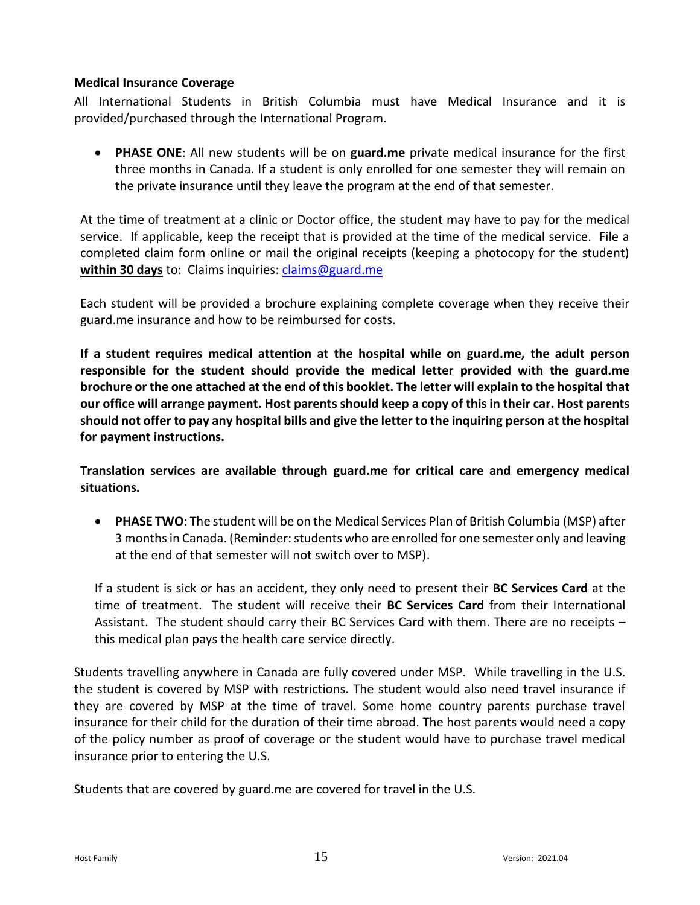**Medical Insurance Coverage**

All International Students in British Columbia must have Medical Insurance and it is provided/purchased through the International Program.

- **PHASE ONE**: All new students will be on **guard.me** private medical insurance for the first three months in Canada. If a student is only enrolled for one semester they will remain on the private insurance until they leave the program at the end of that semester.

At the time of treatment at a clinic or Doctor office, the student may have to pay for the medical service. If applicable, keep the receipt that is provided at the time of the medical service. File a completed claim form online or mail the original receipts (keeping a photocopy for the student) **within 30 days** to: Claims inquiries: claims@guard.me

Each student will be provided a brochure explaining complete coverage when they receive their guard.me insurance and how to be reimbursed for costs.

**If a student requires medical attention at the hospital while on guard.me, the adult person responsible for the student should provide the medical letter provided with the guard.me brochure or the one attached at the end of this booklet. The letter will explain to the hospital that our office will arrange payment. Host parents should keep a copy of this in their car. Host parents should not offer to pay any hospital bills and give the letter to the inquiring person at the hospital for payment instructions.**

**Translation services are available through guard.me for critical care and emergency medical situations.**

- **PHASE TWO**: The student will be on the Medical Services Plan of British Columbia (MSP) after 3 months in Canada. (Reminder: students who are enrolled for one semester only and leaving at the end of that semester will not switch over to MSP).

If a student is sick or has an accident, they only need to present their **BC Services Card** at the time of treatment. The student will receive their **BC Services Card** from their International Assistant. The student should carry their BC Services Card with them. There are no receipts – this medical plan pays the health care service directly.

Students travelling anywhere in Canada are fully covered under MSP. While travelling in the U.S. the student is covered by MSP with restrictions. The student would also need travel insurance if they are covered by MSP at the time of travel. Some home country parents purchase travel insurance for their child for the duration of their time abroad. The host parents would need a copy of the policy number as proof of coverage or the student would have to purchase travel medical insurance prior to entering the U.S.

Students that are covered by guard.me are covered for travel in the U.S.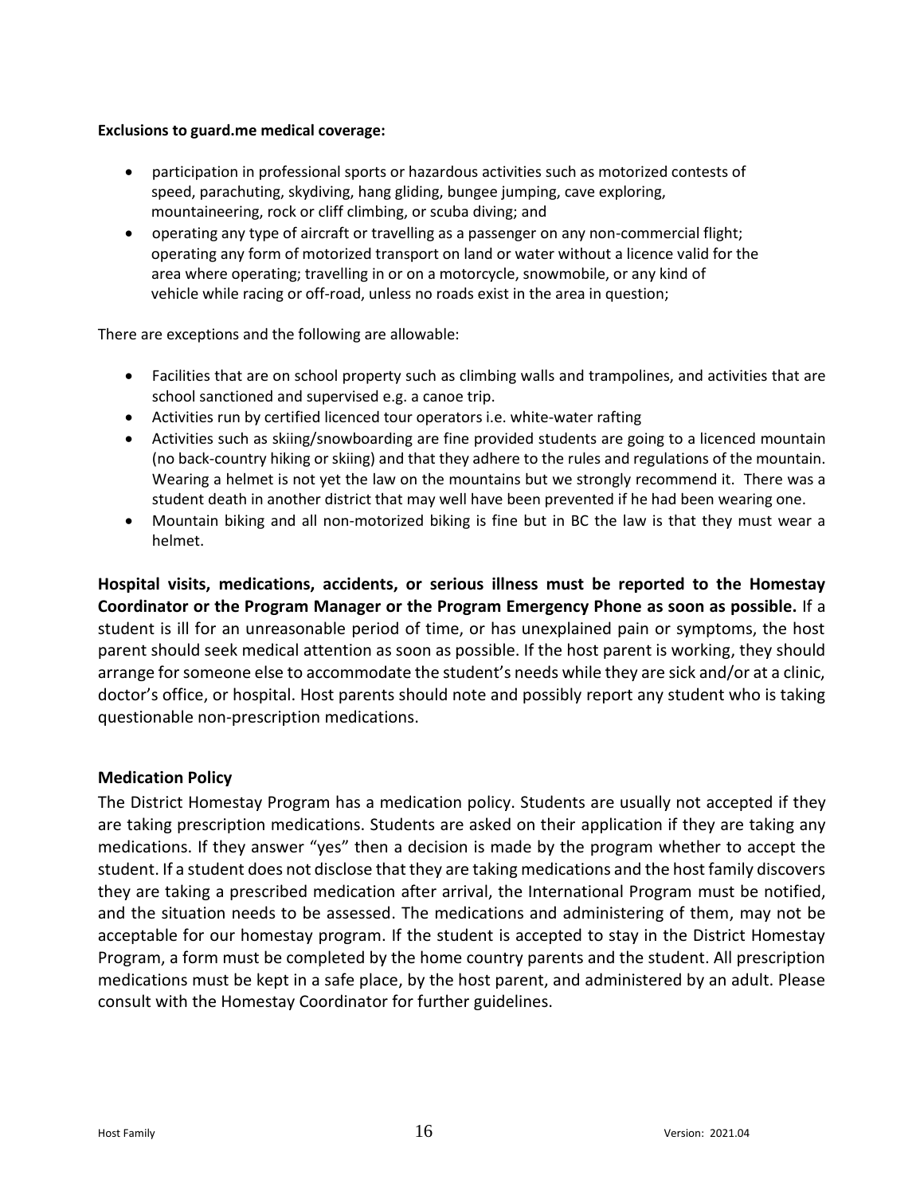**Exclusions to guard.me medical coverage:**

- participation in professional sports or hazardous activities such as motorized contests of speed, parachuting, skydiving, hang gliding, bungee jumping, cave exploring, mountaineering, rock or cliff climbing, or scuba diving; and
- operating any type of aircraft or travelling as a passenger on any non-commercial flight; operating any form of motorized transport on land or water without a licence valid for the area where operating; travelling in or on a motorcycle, snowmobile, or any kind of vehicle while racing or off-road, unless no roads exist in the area in question;

There are exceptions and the following are allowable:

- Facilities that are on school property such as climbing walls and trampolines, and activities that are school sanctioned and supervised e.g. a canoe trip.
- Activities run by certified licenced tour operators i.e. white-water rafting
- Activities such as skiing/snowboarding are fine provided students are going to a licenced mountain (no back-country hiking or skiing) and that they adhere to the rules and regulations of the mountain. Wearing a helmet is not yet the law on the mountains but we strongly recommend it. There was a student death in another district that may well have been prevented if he had been wearing one.
- Mountain biking and all non-motorized biking is fine but in BC the law is that they must wear a helmet.

**Hospital visits, medications, accidents, or serious illness must be reported to the Homestay Coordinator or the Program Manager or the Program Emergency Phone as soon as possible.** If a student is ill for an unreasonable period of time, or has unexplained pain or symptoms, the host parent should seek medical attention as soon as possible. If the host parent is working, they should arrange for someone else to accommodate the student's needs while they are sick and/or at a clinic, doctor's office, or hospital. Host parents should note and possibly report any student who is taking questionable non-prescription medications.

## Medication Policy

The District Homestay Program has a medication policy. Students are usually not accepted if they are taking prescription medications. Students are asked on their application if they are taking any medications. If they answer "yes" then a decision is made by the program whether to accept the student. If a student does not disclose that they are taking medications and the host family discovers they are taking a prescribed medication after arrival, the International Program must be notified, and the situation needs to be assessed. The medications and administering of them, may not be acceptable for our homestay program. If the student is accepted to stay in the District Homestay Program, a form must be completed by the home country parents and the student. All prescription medications must be kept in a safe place, by the host parent, and administered by an adult. Please consult with the Homestay Coordinator for further guidelines.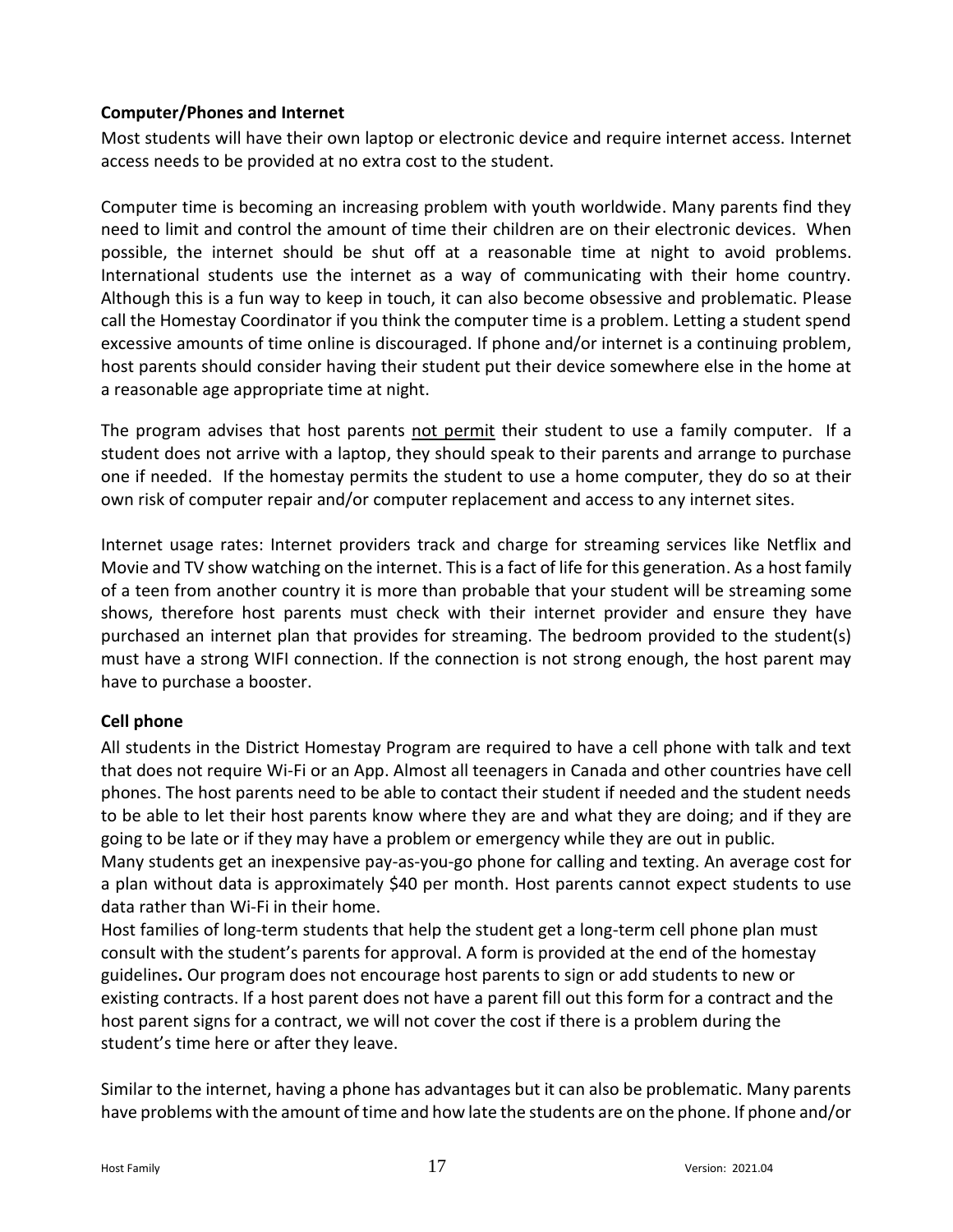**Computer/Phones and Internet**

Most students will have their own laptop or electronic device and require internet access. Internet access needs to be provided at no extra cost to the student.

Computer time is becoming an increasing problem with youth worldwide. Many parents find they need to limit and control the amount of time their children are on their electronic devices. When possible, the internet should be shut off at a reasonable time at night to avoid problems. International students use the internet as a way of communicating with their home country. Although this is a fun way to keep in touch, it can also become obsessive and problematic. Please call the Homestay Coordinator if you think the computer time is a problem. Letting a student spend excessive amounts of time online is discouraged. If phone and/or internet is a continuing problem, host parents should consider having their student put their device somewhere else in the home at a reasonable age appropriate time at night.

The program advises that host parents <u>not permit</u> their student to use a family computer. If a student does not arrive with a laptop, they should speak to their parents and arrange to purchase one if needed. If the homestay permits the student to use a home computer, they do so at their own risk of computer repair and/or computer replacement and access to any internet sites.

Internet usage rates: Internet providers track and charge for streaming services like Netflix and Movie and TV show watching on the internet. This is a fact of life for this generation. As a host family of a teen from another country it is more than probable that your student will be streaming some shows, therefore host parents must check with their internet provider and ensure they have purchased an internet plan that provides for streaming. The bedroom provided to the student(s) must have a strong WIFI connection. If the connection is not strong enough, the host parent may have to purchase a booster.

**Cell phone**

All students in the District Homestay Program are required to have a cell phone with talk and text that does not require Wi-Fi or an App. Almost all teenagers in Canada and other countries have cell phones. The host parents need to be able to contact their student if needed and the student needs to be able to let their host parents know where they are and what they are doing; and if they are going to be late or if they may have a problem or emergency while they are out in public.

Many students get an inexpensive pay-as-you-go phone for calling and texting. An average cost for a plan without data is approximately $40 per month. Host parents cannot expect students to use data rather than Wi-Fi in their home.

Host families of long-term students that help the student get a long-term cell phone plan must consult with the student's parents for approval. A form is provided at the end of the homestay guidelines**.** Our program does not encourage host parents to sign or add students to new or existing contracts. If a host parent does not have a parent fill out this form for a contract and the host parent signs for a contract, we will not cover the cost if there is a problem during the student's time here or after they leave.

Similar to the internet, having a phone has advantages but it can also be problematic. Many parents have problems with the amount of time and how late the students are on the phone. If phone and/or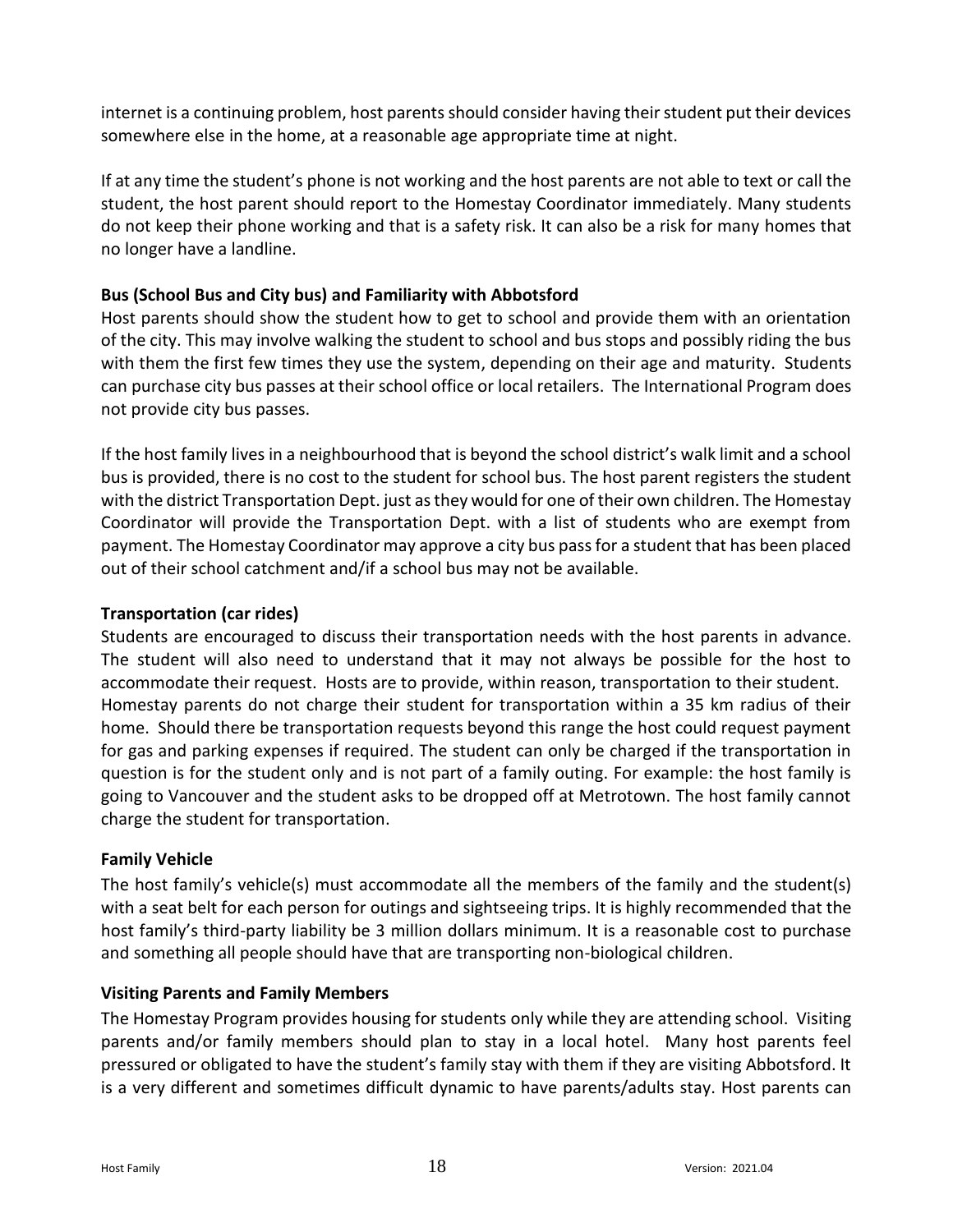internet is a continuing problem, host parents should consider having their student put their devices somewhere else in the home, at a reasonable age appropriate time at night.

If at any time the student's phone is not working and the host parents are not able to text or call the student, the host parent should report to the Homestay Coordinator immediately. Many students do not keep their phone working and that is a safety risk. It can also be a risk for many homes that no longer have a landline.

**Bus (School Bus and City bus) and Familiarity with Abbotsford**

Host parents should show the student how to get to school and provide them with an orientation of the city. This may involve walking the student to school and bus stops and possibly riding the bus with them the first few times they use the system, depending on their age and maturity. Students can purchase city bus passes at their school office or local retailers. The International Program does not provide city bus passes.

If the host family lives in a neighbourhood that is beyond the school district's walk limit and a school bus is provided, there is no cost to the student for school bus. The host parent registers the student with the district Transportation Dept. just as they would for one of their own children. The Homestay Coordinator will provide the Transportation Dept. with a list of students who are exempt from payment. The Homestay Coordinator may approve a city bus pass for a student that has been placed out of their school catchment and/if a school bus may not be available.

**Transportation (car rides)**

Students are encouraged to discuss their transportation needs with the host parents in advance. The student will also need to understand that it may not always be possible for the host to accommodate their request. Hosts are to provide, within reason, transportation to their student. Homestay parents do not charge their student for transportation within a 35 km radius of their home. Should there be transportation requests beyond this range the host could request payment for gas and parking expenses if required. The student can only be charged if the transportation in question is for the student only and is not part of a family outing. For example: the host family is going to Vancouver and the student asks to be dropped off at Metrotown. The host family cannot charge the student for transportation.

**Family Vehicle**

The host family's vehicle(s) must accommodate all the members of the family and the student(s) with a seat belt for each person for outings and sightseeing trips. It is highly recommended that the host family's third-party liability be 3 million dollars minimum. It is a reasonable cost to purchase and something all people should have that are transporting non-biological children.

**Visiting Parents and Family Members**

The Homestay Program provides housing for students only while they are attending school. Visiting parents and/or family members should plan to stay in a local hotel. Many host parents feel pressured or obligated to have the student's family stay with them if they are visiting Abbotsford. It is a very different and sometimes difficult dynamic to have parents/adults stay. Host parents can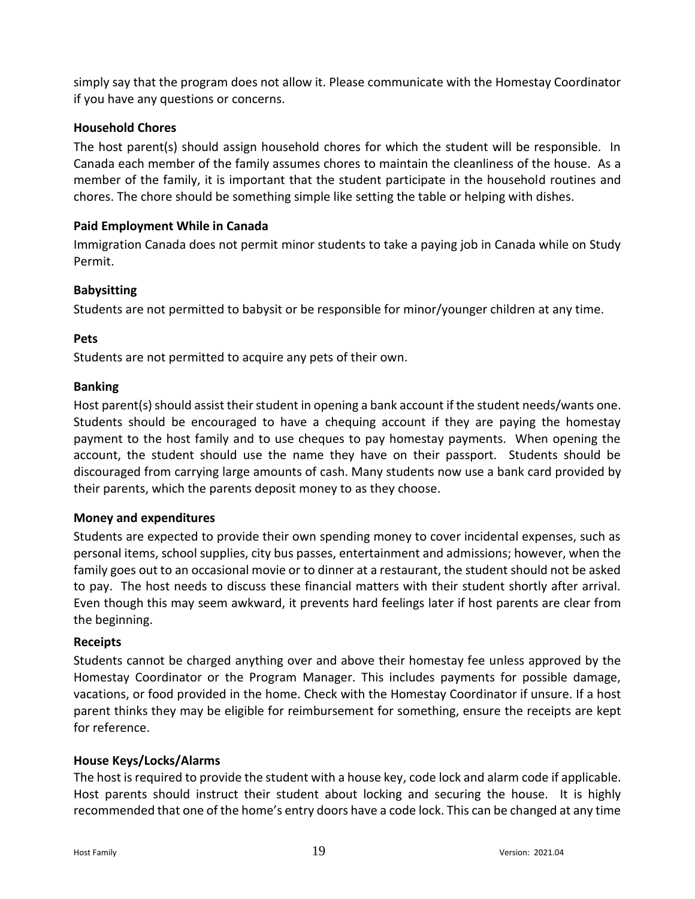simply say that the program does not allow it. Please communicate with the Homestay Coordinator if you have any questions or concerns.

**Household Chores**

The host parent(s) should assign household chores for which the student will be responsible. In Canada each member of the family assumes chores to maintain the cleanliness of the house. As a member of the family, it is important that the student participate in the household routines and chores. The chore should be something simple like setting the table or helping with dishes.

**Paid Employment While in Canada**

Immigration Canada does not permit minor students to take a paying job in Canada while on Study Permit.

**Babysitting**

Students are not permitted to babysit or be responsible for minor/younger children at any time.

**Pets**

Students are not permitted to acquire any pets of their own.

**Banking**

Host parent(s) should assist their student in opening a bank account if the student needs/wants one. Students should be encouraged to have a chequing account if they are paying the homestay payment to the host family and to use cheques to pay homestay payments. When opening the account, the student should use the name they have on their passport. Students should be discouraged from carrying large amounts of cash. Many students now use a bank card provided by their parents, which the parents deposit money to as they choose.

**Money and expenditures**

Students are expected to provide their own spending money to cover incidental expenses, such as personal items, school supplies, city bus passes, entertainment and admissions; however, when the family goes out to an occasional movie or to dinner at a restaurant, the student should not be asked to pay. The host needs to discuss these financial matters with their student shortly after arrival. Even though this may seem awkward, it prevents hard feelings later if host parents are clear from the beginning.

**Receipts**

Students cannot be charged anything over and above their homestay fee unless approved by the Homestay Coordinator or the Program Manager. This includes payments for possible damage, vacations, or food provided in the home. Check with the Homestay Coordinator if unsure. If a host parent thinks they may be eligible for reimbursement for something, ensure the receipts are kept for reference.

**House Keys/Locks/Alarms**

The host is required to provide the student with a house key, code lock and alarm code if applicable. Host parents should instruct their student about locking and securing the house. It is highly recommended that one of the home's entry doors have a code lock. This can be changed at any time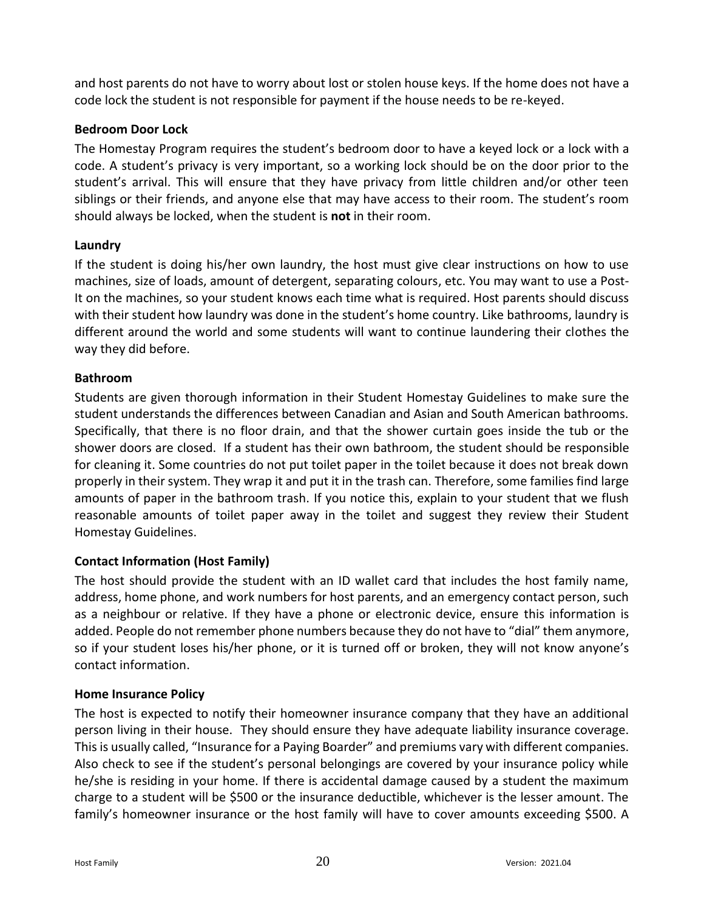and host parents do not have to worry about lost or stolen house keys. If the home does not have a code lock the student is not responsible for payment if the house needs to be re-keyed.

**Bedroom Door Lock**

The Homestay Program requires the student's bedroom door to have a keyed lock or a lock with a code. A student's privacy is very important, so a working lock should be on the door prior to the student's arrival. This will ensure that they have privacy from little children and/or other teen siblings or their friends, and anyone else that may have access to their room. The student's room should always be locked, when the student is **not** in their room.

**Laundry**

If the student is doing his/her own laundry, the host must give clear instructions on how to use machines, size of loads, amount of detergent, separating colours, etc. You may want to use a Post-It on the machines, so your student knows each time what is required. Host parents should discuss with their student how laundry was done in the student's home country. Like bathrooms, laundry is different around the world and some students will want to continue laundering their clothes the way they did before.

**Bathroom**

Students are given thorough information in their Student Homestay Guidelines to make sure the student understands the differences between Canadian and Asian and South American bathrooms. Specifically, that there is no floor drain, and that the shower curtain goes inside the tub or the shower doors are closed. If a student has their own bathroom, the student should be responsible for cleaning it. Some countries do not put toilet paper in the toilet because it does not break down properly in their system. They wrap it and put it in the trash can. Therefore, some families find large amounts of paper in the bathroom trash. If you notice this, explain to your student that we flush reasonable amounts of toilet paper away in the toilet and suggest they review their Student Homestay Guidelines.

**Contact Information (Host Family)**

The host should provide the student with an ID wallet card that includes the host family name, address, home phone, and work numbers for host parents, and an emergency contact person, such as a neighbour or relative. If they have a phone or electronic device, ensure this information is added. People do not remember phone numbers because they do not have to "dial" them anymore, so if your student loses his/her phone, or it is turned off or broken, they will not know anyone's contact information.

**Home Insurance Policy**

The host is expected to notify their homeowner insurance company that they have an additional person living in their house. They should ensure they have adequate liability insurance coverage. This is usually called, "Insurance for a Paying Boarder" and premiums vary with different companies. Also check to see if the student's personal belongings are covered by your insurance policy while he/she is residing in your home. If there is accidental damage caused by a student the maximum charge to a student will be $500 or the insurance deductible, whichever is the lesser amount. The family's homeowner insurance or the host family will have to cover amounts exceeding $500. A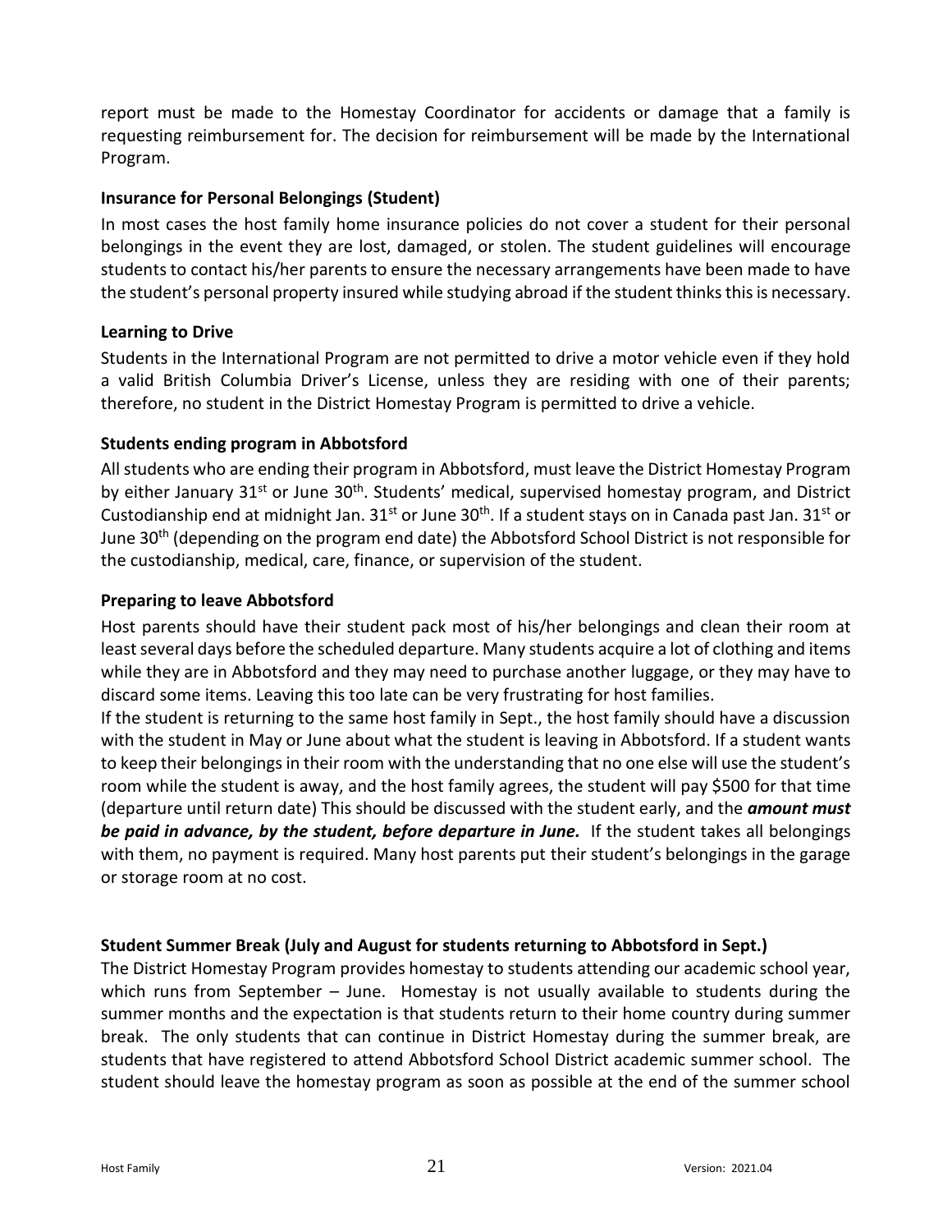report must be made to the Homestay Coordinator for accidents or damage that a family is requesting reimbursement for. The decision for reimbursement will be made by the International Program.

**Insurance for Personal Belongings (Student)**

In most cases the host family home insurance policies do not cover a student for their personal belongings in the event they are lost, damaged, or stolen. The student guidelines will encourage students to contact his/her parents to ensure the necessary arrangements have been made to have the student's personal property insured while studying abroad if the student thinks this is necessary.

**Learning to Drive**

Students in the International Program are not permitted to drive a motor vehicle even if they hold a valid British Columbia Driver's License, unless they are residing with one of their parents; therefore, no student in the District Homestay Program is permitted to drive a vehicle.

**Students ending program in Abbotsford**

All students who are ending their program in Abbotsford, must leave the District Homestay Program by either January 31st or June 30th. Students' medical, supervised homestay program, and District Custodianship end at midnight Jan. 31st or June 30th. If a student stays on in Canada past Jan. 31st or June 30th (depending on the program end date) the Abbotsford School District is not responsible for the custodianship, medical, care, finance, or supervision of the student.

**Preparing to leave Abbotsford**

Host parents should have their student pack most of his/her belongings and clean their room at least several days before the scheduled departure. Many students acquire a lot of clothing and items while they are in Abbotsford and they may need to purchase another luggage, or they may have to discard some items. Leaving this too late can be very frustrating for host families.

If the student is returning to the same host family in Sept., the host family should have a discussion with the student in May or June about what the student is leaving in Abbotsford. If a student wants to keep their belongings in their room with the understanding that no one else will use the student's room while the student is away, and the host family agrees, the student will pay $500 for that time (departure until return date) This should be discussed with the student early, and the ***amount must be paid in advance, by the student, before departure in June.*** If the student takes all belongings with them, no payment is required. Many host parents put their student's belongings in the garage or storage room at no cost.

**Student Summer Break (July and August for students returning to Abbotsford in Sept.)**

The District Homestay Program provides homestay to students attending our academic school year, which runs from September – June. Homestay is not usually available to students during the summer months and the expectation is that students return to their home country during summer break. The only students that can continue in District Homestay during the summer break, are students that have registered to attend Abbotsford School District academic summer school. The student should leave the homestay program as soon as possible at the end of the summer school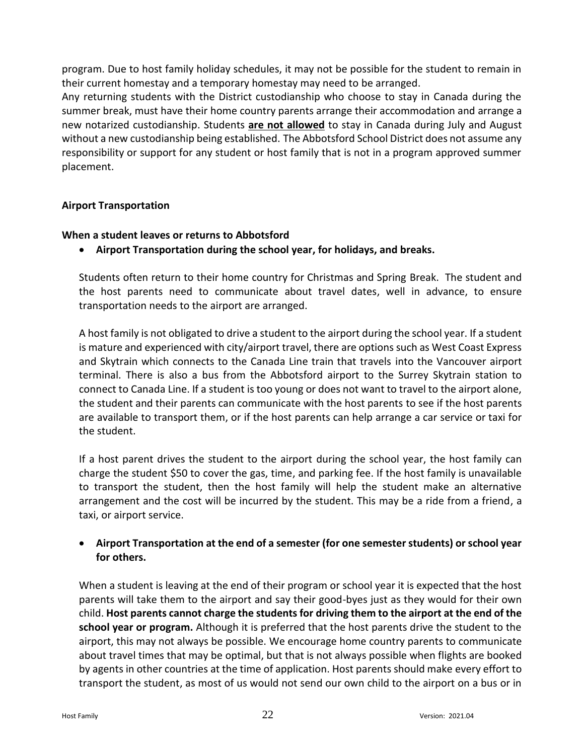program. Due to host family holiday schedules, it may not be possible for the student to remain in their current homestay and a temporary homestay may need to be arranged.

Any returning students with the District custodianship who choose to stay in Canada during the summer break, must have their home country parents arrange their accommodation and arrange a new notarized custodianship. Students **are not allowed** to stay in Canada during July and August without a new custodianship being established. The Abbotsford School District does not assume any responsibility or support for any student or host family that is not in a program approved summer placement.

**Airport Transportation**

**When a student leaves or returns to Abbotsford**

- **Airport Transportation during the school year, for holidays, and breaks.**

  Students often return to their home country for Christmas and Spring Break. The student and the host parents need to communicate about travel dates, well in advance, to ensure transportation needs to the airport are arranged.

  A host family is not obligated to drive a student to the airport during the school year. If a student is mature and experienced with city/airport travel, there are options such as West Coast Express and Skytrain which connects to the Canada Line train that travels into the Vancouver airport terminal. There is also a bus from the Abbotsford airport to the Surrey Skytrain station to connect to Canada Line. If a student is too young or does not want to travel to the airport alone, the student and their parents can communicate with the host parents to see if the host parents are available to transport them, or if the host parents can help arrange a car service or taxi for the student.

  If a host parent drives the student to the airport during the school year, the host family can charge the student $50 to cover the gas, time, and parking fee. If the host family is unavailable to transport the student, then the host family will help the student make an alternative arrangement and the cost will be incurred by the student. This may be a ride from a friend, a taxi, or airport service.

- **Airport Transportation at the end of a semester (for one semester students) or school year for others.**

  When a student is leaving at the end of their program or school year it is expected that the host parents will take them to the airport and say their good-byes just as they would for their own child. **Host parents cannot charge the students for driving them to the airport at the end of the school year or program.** Although it is preferred that the host parents drive the student to the airport, this may not always be possible. We encourage home country parents to communicate about travel times that may be optimal, but that is not always possible when flights are booked by agents in other countries at the time of application. Host parents should make every effort to transport the student, as most of us would not send our own child to the airport on a bus or in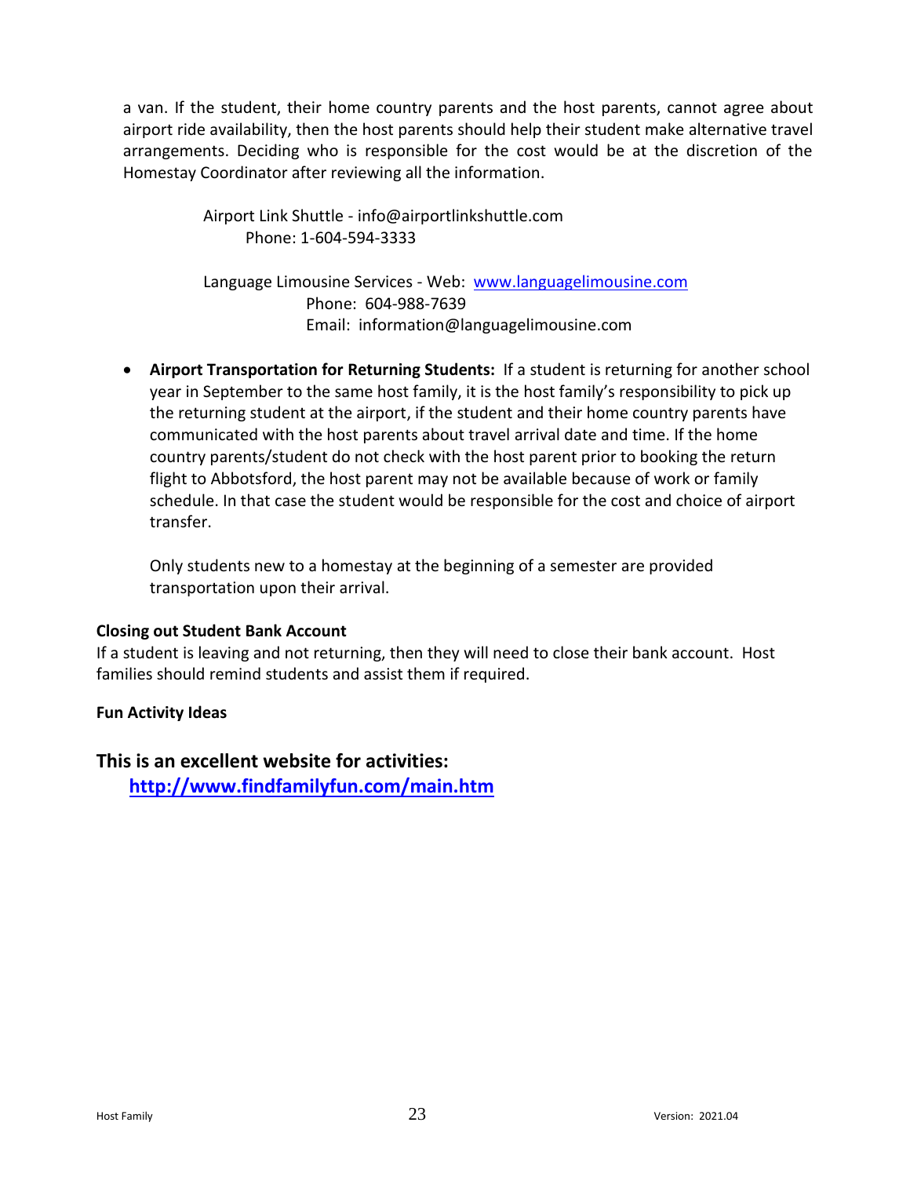a van. If the student, their home country parents and the host parents, cannot agree about airport ride availability, then the host parents should help their student make alternative travel arrangements. Deciding who is responsible for the cost would be at the discretion of the Homestay Coordinator after reviewing all the information.

Airport Link Shuttle - info@airportlinkshuttle.com
Phone: 1-604-594-3333

Language Limousine Services - Web: [www.languagelimousine.com](http://www.languagelimousine.com)
Phone: 604-988-7639
Email: information@languagelimousine.com

- **Airport Transportation for Returning Students:** If a student is returning for another school year in September to the same host family, it is the host family's responsibility to pick up the returning student at the airport, if the student and their home country parents have communicated with the host parents about travel arrival date and time. If the home country parents/student do not check with the host parent prior to booking the return flight to Abbotsford, the host parent may not be available because of work or family schedule. In that case the student would be responsible for the cost and choice of airport transfer.

  Only students new to a homestay at the beginning of a semester are provided transportation upon their arrival.

**Closing out Student Bank Account**

If a student is leaving and not returning, then they will need to close their bank account. Host families should remind students and assist them if required.

**Fun Activity Ideas**

## This is an excellent website for activities:

**[http://www.findfamilyfun.com/main.htm](http://www.findfamilyfun.com/main.htm)**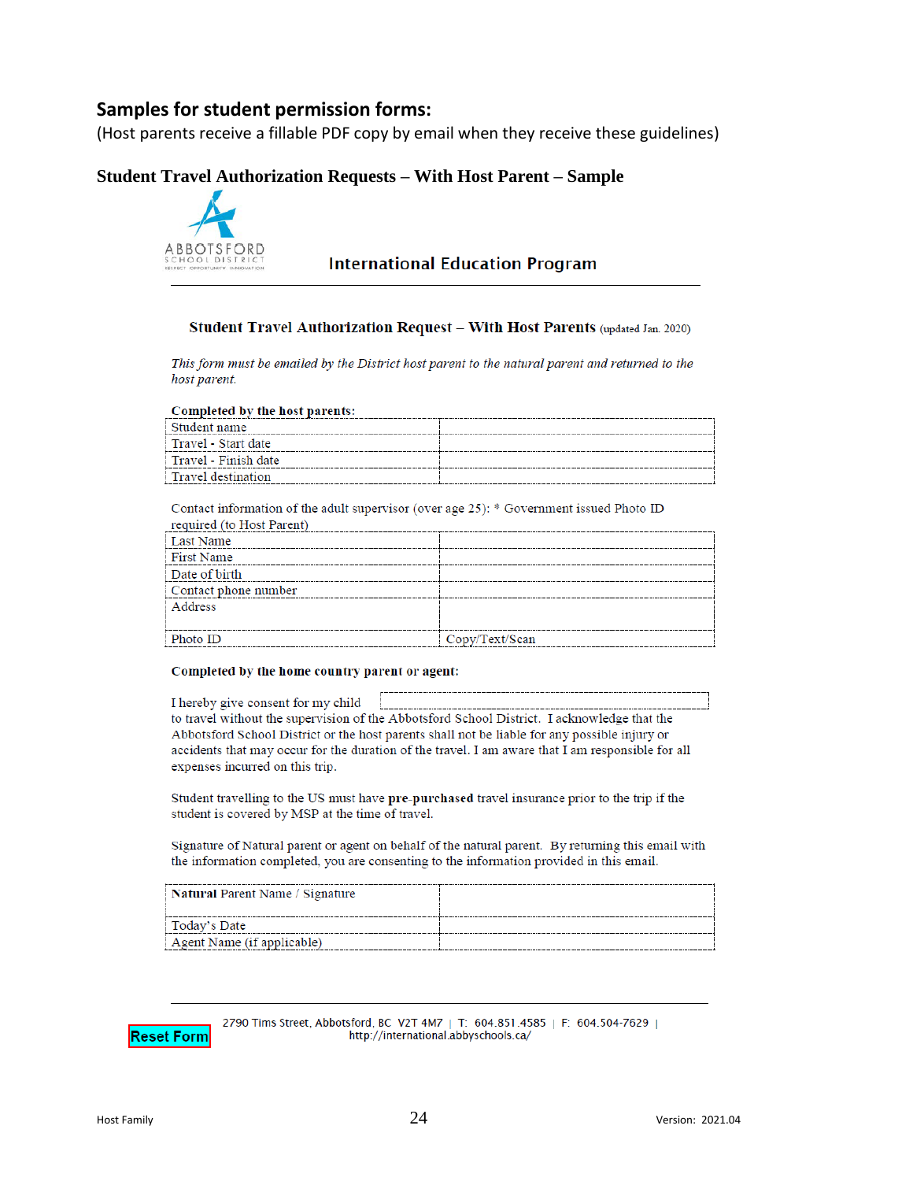## Samples for student permission forms:

(Host parents receive a fillable PDF copy by email when they receive these guidelines)

### Student Travel Authorization Requests – With Host Parent – Sample

ABBOTSFORD SCHOOL DISTRICT
RESPECT OPPORTUNITY INNOVATION

International Education Program

**Student Travel Authorization Request – With Host Parents** (updated Jan. 2020)

*This form must be emailed by the District host parent to the natural parent and returned to the host parent.*

**Completed by the host parents:**

| | |
|---|---|
| Student name | |
| Travel - Start date | |
| Travel - Finish date | |
| Travel destination | |

Contact information of the adult supervisor (over age 25): * Government issued Photo ID required (to Host Parent)

| | |
|---|---|
| Last Name | |
| First Name | |
| Date of birth | |
| Contact phone number | |
| Address | |
| Photo ID | Copy/Text/Scan |

**Completed by the home country parent or agent:**

I hereby give consent for my child ______________________
to travel without the supervision of the Abbotsford School District. I acknowledge that the Abbotsford School District or the host parents shall not be liable for any possible injury or accidents that may occur for the duration of the travel. I am aware that I am responsible for all expenses incurred on this trip.

Student travelling to the US must have **pre-purchased** travel insurance prior to the trip if the student is covered by MSP at the time of travel.

Signature of Natural parent or agent on behalf of the natural parent. By returning this email with the information completed, you are consenting to the information provided in this email.

| | |
|---|---|
| **Natural** Parent Name / Signature | |
| Today's Date | |
| Agent Name (if applicable) | |

Reset Form

2790 Tims Street, Abbotsford, BC V2T 4M7 | T: 604.851.4585 | F: 604.504-7629 |
http://international.abbyschools.ca/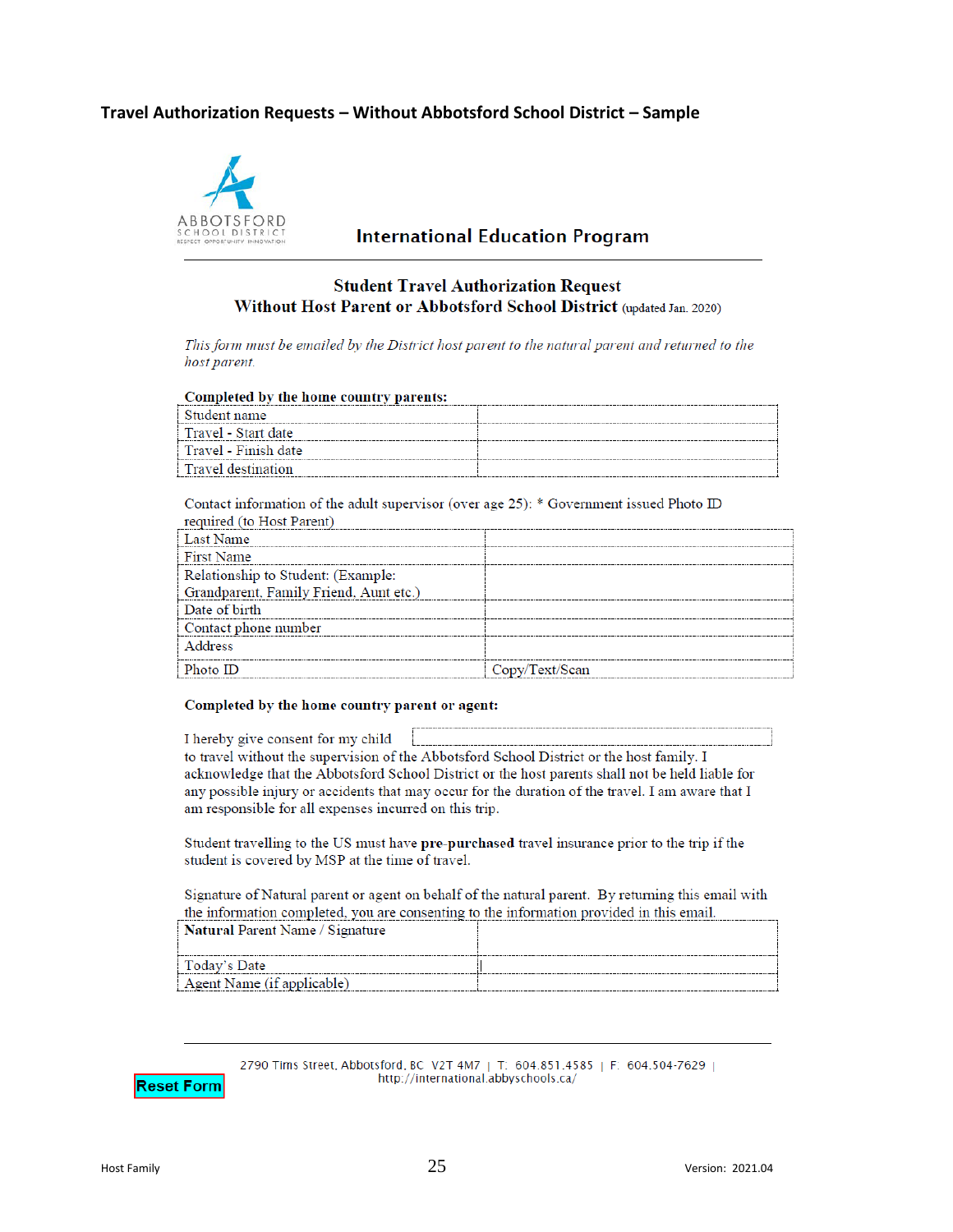## Travel Authorization Requests – Without Abbotsford School District – Sample

ABBOTSFORD SCHOOL DISTRICT
RESPECT OPPORTUNITY INNOVATION

International Education Program

**Student Travel Authorization Request**
**Without Host Parent or Abbotsford School District** (updated Jan. 2020)

*This form must be emailed by the District host parent to the natural parent and returned to the host parent.*

**Completed by the home country parents:**

| | |
|---|---|
| Student name | |
| Travel - Start date | |
| Travel - Finish date | |
| Travel destination | |

Contact information of the adult supervisor (over age 25): * Government issued Photo ID required (to Host Parent)

| | |
|---|---|
| Last Name | |
| First Name | |
| Relationship to Student: (Example: Grandparent, Family Friend, Aunt etc.) | |
| Date of birth | |
| Contact phone number | |
| Address | |
| Photo ID | Copy/Text/Scan |

**Completed by the home country parent or agent:**

I hereby give consent for my child ______________________ to travel without the supervision of the Abbotsford School District or the host family. I acknowledge that the Abbotsford School District or the host parents shall not be held liable for any possible injury or accidents that may occur for the duration of the travel. I am aware that I am responsible for all expenses incurred on this trip.

Student travelling to the US must have **pre-purchased** travel insurance prior to the trip if the student is covered by MSP at the time of travel.

Signature of Natural parent or agent on behalf of the natural parent. By returning this email with the information completed, you are consenting to the information provided in this email.

| | |
|---|---|
| **Natural** Parent Name / Signature | |
| Today's Date | |
| Agent Name (if applicable) | |

2790 Tims Street, Abbotsford, BC V2T 4M7 | T: 604.851.4585 | F: 604.504-7629 |
http://international.abbyschools.ca/

Reset Form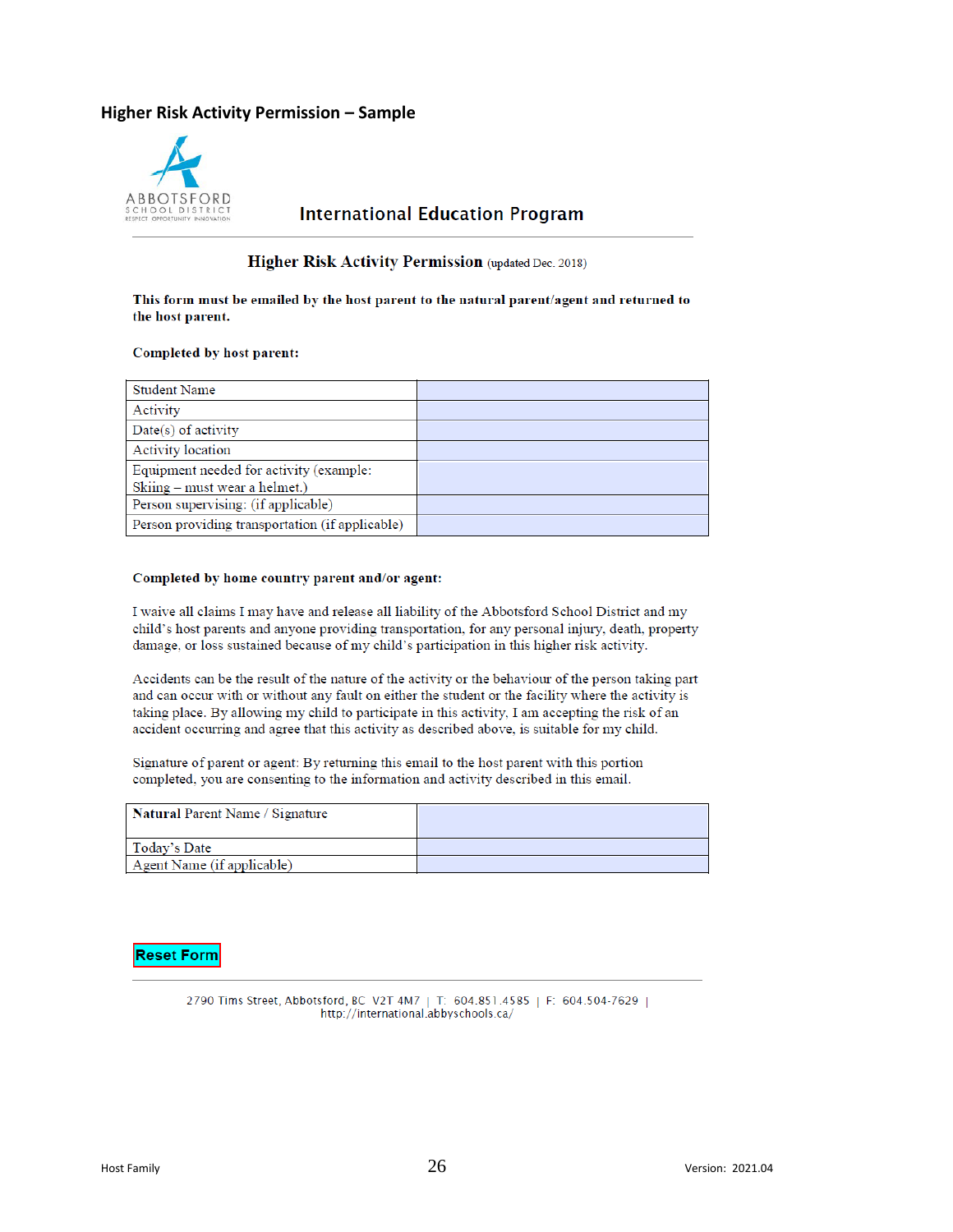## Higher Risk Activity Permission – Sample

ABBOTSFORD
SCHOOL DISTRICT
RESPECT OPPORTUNITY INNOVATION

International Education Program

### Higher Risk Activity Permission (updated Dec. 2018)

**This form must be emailed by the host parent to the natural parent/agent and returned to the host parent.**

**Completed by host parent:**

| | |
|---|---|
| Student Name | |
| Activity | |
| Date(s) of activity | |
| Activity location | |
| Equipment needed for activity (example: Skiing – must wear a helmet.) | |
| Person supervising: (if applicable) | |
| Person providing transportation (if applicable) | |

**Completed by home country parent and/or agent:**

I waive all claims I may have and release all liability of the Abbotsford School District and my child's host parents and anyone providing transportation, for any personal injury, death, property damage, or loss sustained because of my child's participation in this higher risk activity.

Accidents can be the result of the nature of the activity or the behaviour of the person taking part and can occur with or without any fault on either the student or the facility where the activity is taking place. By allowing my child to participate in this activity, I am accepting the risk of an accident occurring and agree that this activity as described above, is suitable for my child.

Signature of parent or agent: By returning this email to the host parent with this portion completed, you are consenting to the information and activity described in this email.

| | |
|---|---|
| **Natural** Parent Name / Signature | |
| Today's Date | |
| Agent Name (if applicable) | |

Reset Form

2790 Tims Street, Abbotsford, BC V2T 4M7 | T: 604.851.4585 | F: 604.504-7629 | http://international.abbyschools.ca/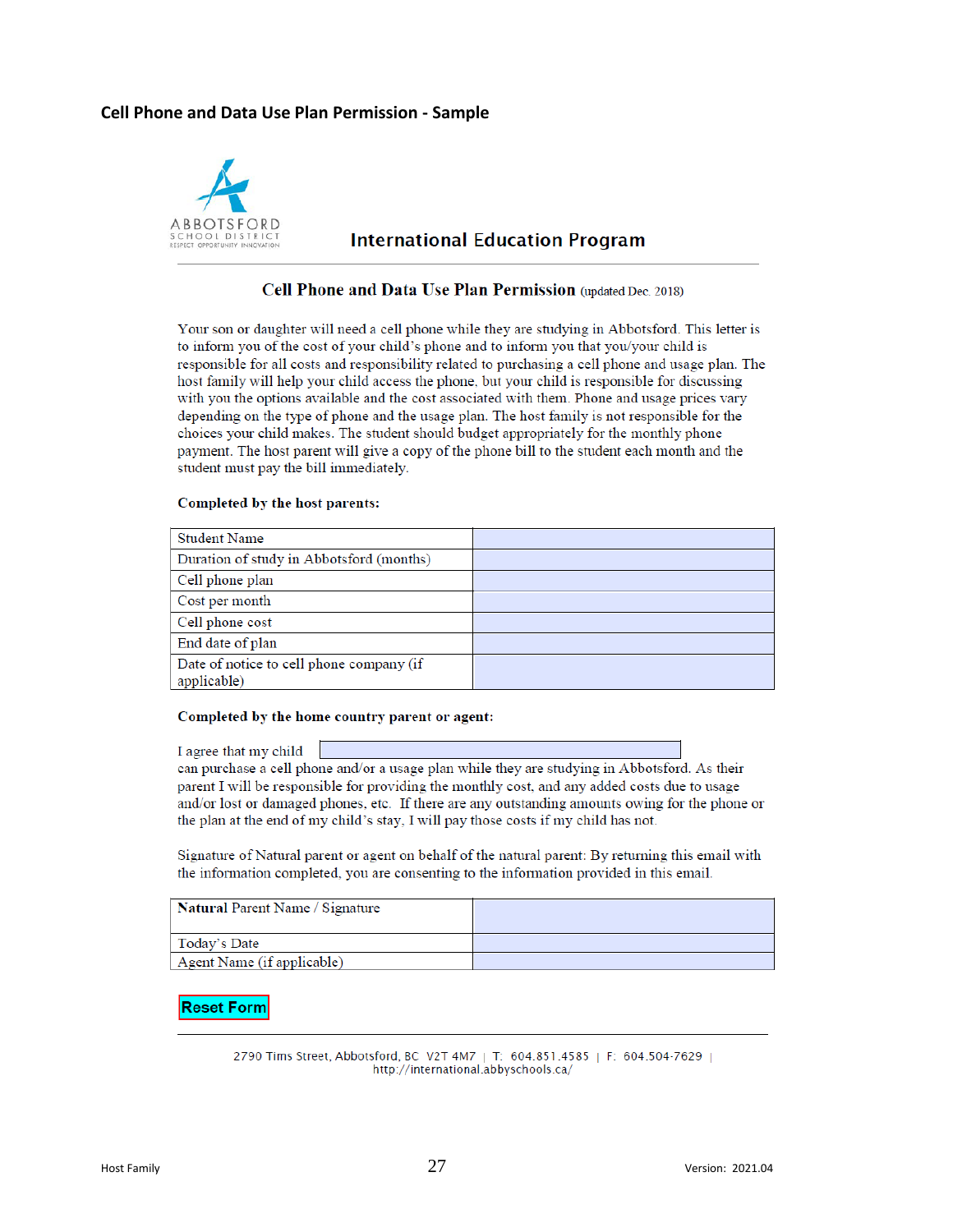## Cell Phone and Data Use Plan Permission - Sample

ABBOTSFORD SCHOOL DISTRICT
RESPECT OPPORTUNITY INNOVATION

### International Education Program

### Cell Phone and Data Use Plan Permission (updated Dec. 2018)

Your son or daughter will need a cell phone while they are studying in Abbotsford. This letter is to inform you of the cost of your child's phone and to inform you that you/your child is responsible for all costs and responsibility related to purchasing a cell phone and usage plan. The host family will help your child access the phone, but your child is responsible for discussing with you the options available and the cost associated with them. Phone and usage prices vary depending on the type of phone and the usage plan. The host family is not responsible for the choices your child makes. The student should budget appropriately for the monthly phone payment. The host parent will give a copy of the phone bill to the student each month and the student must pay the bill immediately.

**Completed by the host parents:**

| | |
|---|---|
| Student Name | |
| Duration of study in Abbotsford (months) | |
| Cell phone plan | |
| Cost per month | |
| Cell phone cost | |
| End date of plan | |
| Date of notice to cell phone company (if applicable) | |

**Completed by the home country parent or agent:**

I agree that my child ____________________
can purchase a cell phone and/or a usage plan while they are studying in Abbotsford. As their parent I will be responsible for providing the monthly cost, and any added costs due to usage and/or lost or damaged phones, etc. If there are any outstanding amounts owing for the phone or the plan at the end of my child's stay, I will pay those costs if my child has not.

Signature of Natural parent or agent on behalf of the natural parent: By returning this email with the information completed, you are consenting to the information provided in this email.

| | |
|---|---|
| **Natural** Parent Name / Signature | |
| Today's Date | |
| Agent Name (if applicable) | |

Reset Form

2790 Tims Street, Abbotsford, BC V2T 4M7 | T: 604.851.4585 | F: 604.504-7629 | http://international.abbyschools.ca/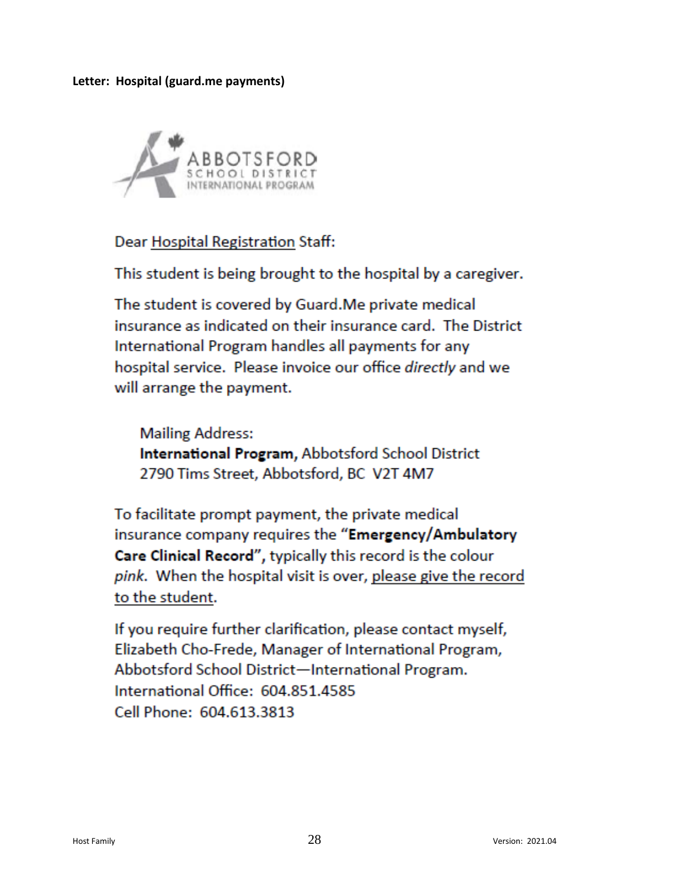**Letter: Hospital (guard.me payments)**

ABBOTSFORD
SCHOOL DISTRICT
INTERNATIONAL PROGRAM

Dear Hospital Registration Staff:

This student is being brought to the hospital by a caregiver.

The student is covered by Guard.Me private medical insurance as indicated on their insurance card. The District International Program handles all payments for any hospital service. Please invoice our office *directly* and we will arrange the payment.

Mailing Address:
**International Program,** Abbotsford School District
2790 Tims Street, Abbotsford, BC V2T 4M7

To facilitate prompt payment, the private medical insurance company requires the **"Emergency/Ambulatory Care Clinical Record"**, typically this record is the colour *pink*. When the hospital visit is over, please give the record to the student.

If you require further clarification, please contact myself, Elizabeth Cho-Frede, Manager of International Program, Abbotsford School District—International Program.
International Office: 604.851.4585
Cell Phone: 604.613.3813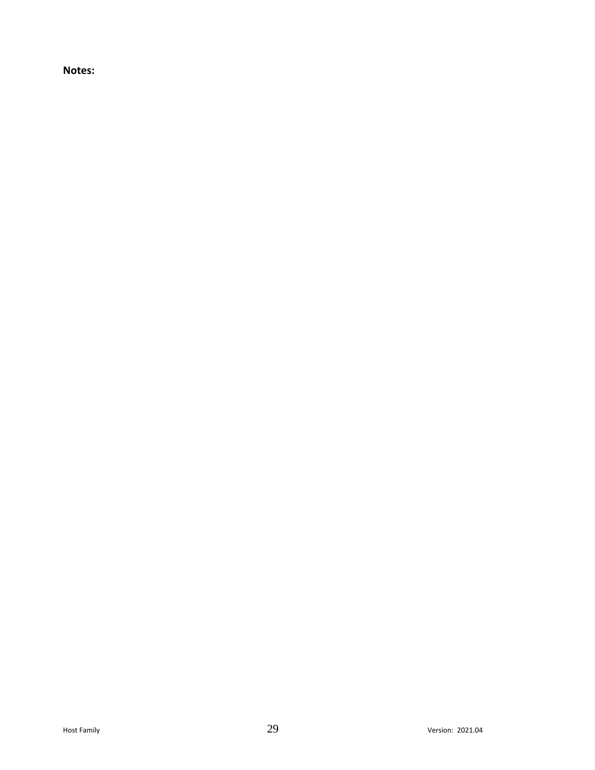**Notes:**